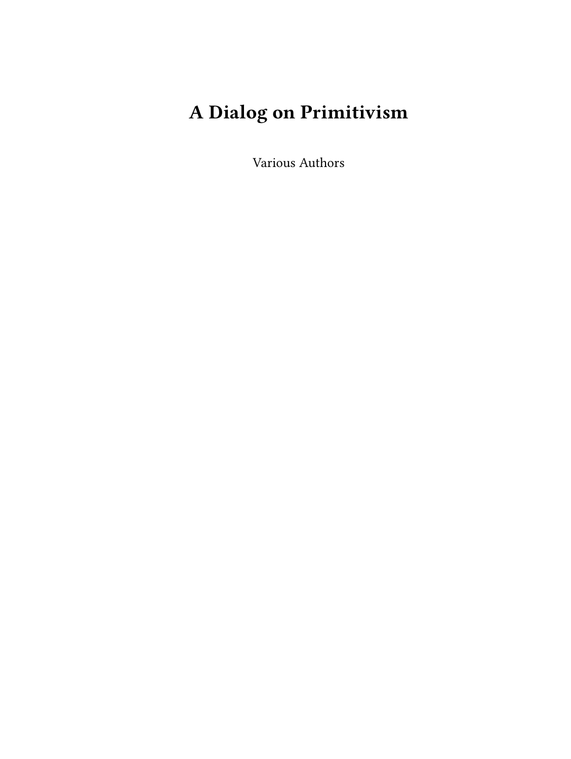# A Dialog on Primitivism

Various Authors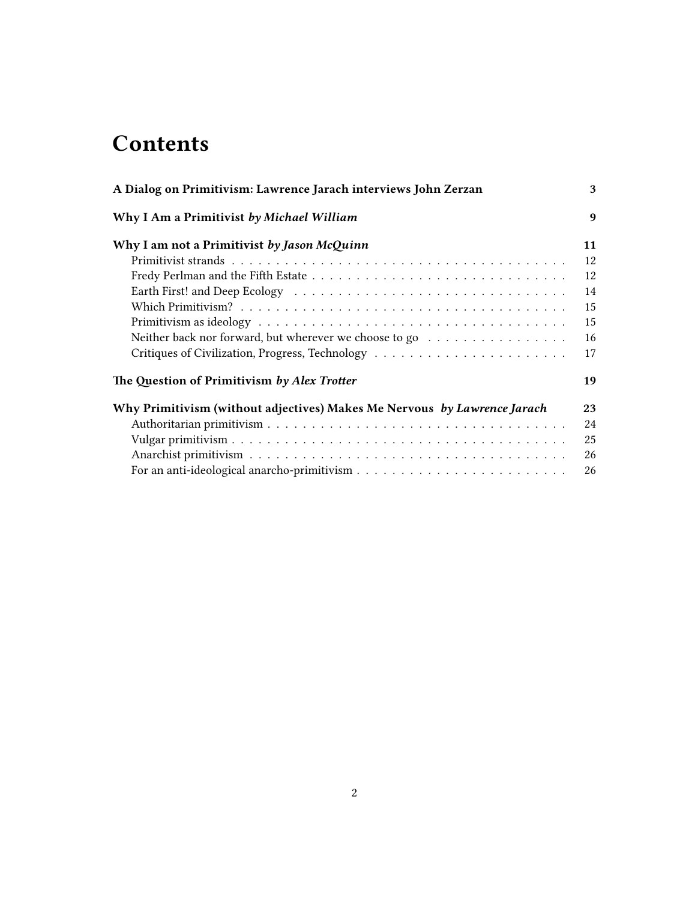# Contents

**A Dialog on Primitivism: Lawrence Jarach interviews John Zerzan** — **3**

**Why I Am a Primitivist** ***by Michael William*** — **9**

**Why I am not a Primitivist** ***by Jason McQuinn*** — **11**

- Primitivist strands — 12
- Fredy Perlman and the Fifth Estate — 12
- Earth First! and Deep Ecology — 14
- Which Primitivism? — 15
- Primitivism as ideology — 15
- Neither back nor forward, but wherever we choose to go — 16
- Critiques of Civilization, Progress, Technology — 17

**The Question of Primitivism** ***by Alex Trotter*** — **19**

**Why Primitivism (without adjectives) Makes Me Nervous** ***by Lawrence Jarach*** — **23**

- Authoritarian primitivism — 24
- Vulgar primitivism — 25
- Anarchist primitivism — 26
- For an anti-ideological anarcho-primitivism — 26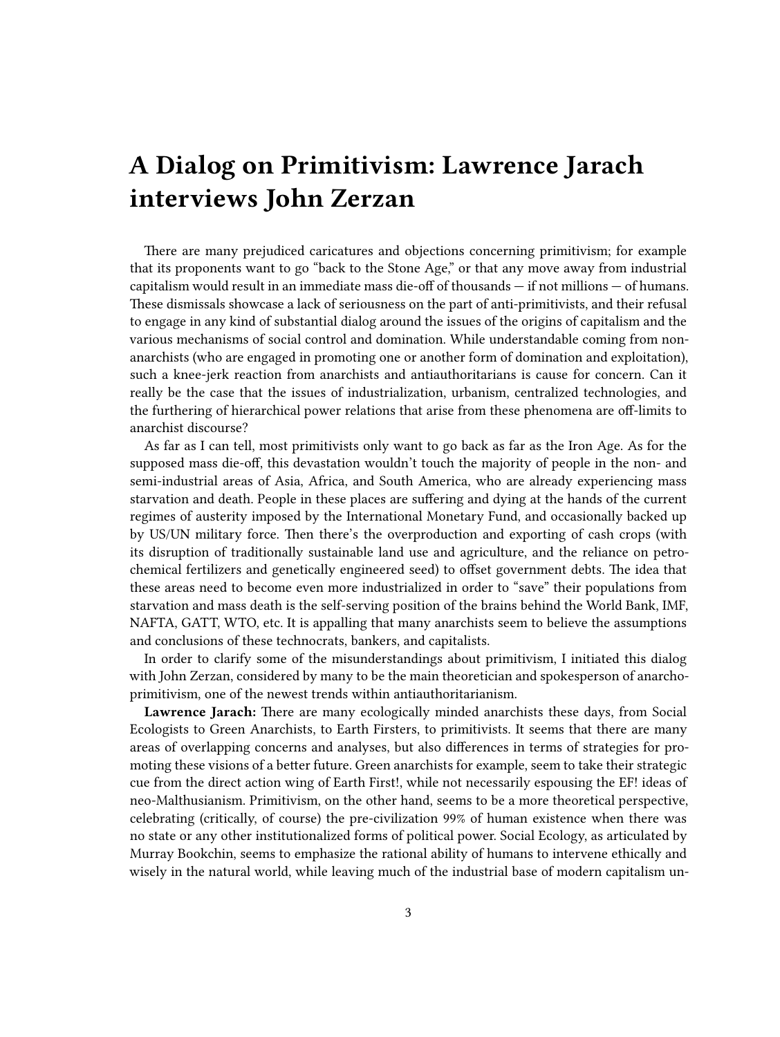# A Dialog on Primitivism: Lawrence Jarach interviews John Zerzan

There are many prejudiced caricatures and objections concerning primitivism; for example that its proponents want to go "back to the Stone Age," or that any move away from industrial capitalism would result in an immediate mass die-off of thousands — if not millions — of humans. These dismissals showcase a lack of seriousness on the part of anti-primitivists, and their refusal to engage in any kind of substantial dialog around the issues of the origins of capitalism and the various mechanisms of social control and domination. While understandable coming from non-anarchists (who are engaged in promoting one or another form of domination and exploitation), such a knee-jerk reaction from anarchists and antiauthoritarians is cause for concern. Can it really be the case that the issues of industrialization, urbanism, centralized technologies, and the furthering of hierarchical power relations that arise from these phenomena are off-limits to anarchist discourse?

As far as I can tell, most primitivists only want to go back as far as the Iron Age. As for the supposed mass die-off, this devastation wouldn't touch the majority of people in the non- and semi-industrial areas of Asia, Africa, and South America, who are already experiencing mass starvation and death. People in these places are suffering and dying at the hands of the current regimes of austerity imposed by the International Monetary Fund, and occasionally backed up by US/UN military force. Then there's the overproduction and exporting of cash crops (with its disruption of traditionally sustainable land use and agriculture, and the reliance on petro-chemical fertilizers and genetically engineered seed) to offset government debts. The idea that these areas need to become even more industrialized in order to "save" their populations from starvation and mass death is the self-serving position of the brains behind the World Bank, IMF, NAFTA, GATT, WTO, etc. It is appalling that many anarchists seem to believe the assumptions and conclusions of these technocrats, bankers, and capitalists.

In order to clarify some of the misunderstandings about primitivism, I initiated this dialog with John Zerzan, considered by many to be the main theoretician and spokesperson of anarcho-primitivism, one of the newest trends within antiauthoritarianism.

**Lawrence Jarach:** There are many ecologically minded anarchists these days, from Social Ecologists to Green Anarchists, to Earth Firsters, to primitivists. It seems that there are many areas of overlapping concerns and analyses, but also differences in terms of strategies for promoting these visions of a better future. Green anarchists for example, seem to take their strategic cue from the direct action wing of Earth First!, while not necessarily espousing the EF! ideas of neo-Malthusianism. Primitivism, on the other hand, seems to be a more theoretical perspective, celebrating (critically, of course) the pre-civilization 99% of human existence when there was no state or any other institutionalized forms of political power. Social Ecology, as articulated by Murray Bookchin, seems to emphasize the rational ability of humans to intervene ethically and wisely in the natural world, while leaving much of the industrial base of modern capitalism un-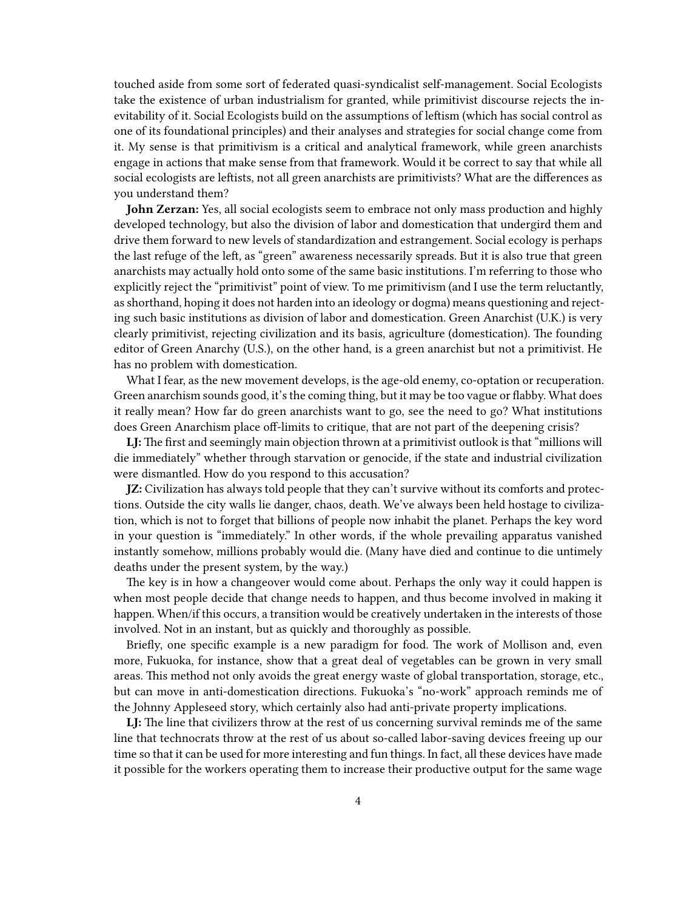touched aside from some sort of federated quasi-syndicalist self-management. Social Ecologists take the existence of urban industrialism for granted, while primitivist discourse rejects the inevitability of it. Social Ecologists build on the assumptions of leftism (which has social control as one of its foundational principles) and their analyses and strategies for social change come from it. My sense is that primitivism is a critical and analytical framework, while green anarchists engage in actions that make sense from that framework. Would it be correct to say that while all social ecologists are leftists, not all green anarchists are primitivists? What are the differences as you understand them?

**John Zerzan:** Yes, all social ecologists seem to embrace not only mass production and highly developed technology, but also the division of labor and domestication that undergird them and drive them forward to new levels of standardization and estrangement. Social ecology is perhaps the last refuge of the left, as "green" awareness necessarily spreads. But it is also true that green anarchists may actually hold onto some of the same basic institutions. I'm referring to those who explicitly reject the "primitivist" point of view. To me primitivism (and I use the term reluctantly, as shorthand, hoping it does not harden into an ideology or dogma) means questioning and rejecting such basic institutions as division of labor and domestication. Green Anarchist (U.K.) is very clearly primitivist, rejecting civilization and its basis, agriculture (domestication). The founding editor of Green Anarchy (U.S.), on the other hand, is a green anarchist but not a primitivist. He has no problem with domestication.

What I fear, as the new movement develops, is the age-old enemy, co-optation or recuperation. Green anarchism sounds good, it's the coming thing, but it may be too vague or flabby. What does it really mean? How far do green anarchists want to go, see the need to go? What institutions does Green Anarchism place off-limits to critique, that are not part of the deepening crisis?

**LJ:** The first and seemingly main objection thrown at a primitivist outlook is that "millions will die immediately" whether through starvation or genocide, if the state and industrial civilization were dismantled. How do you respond to this accusation?

**JZ:** Civilization has always told people that they can't survive without its comforts and protections. Outside the city walls lie danger, chaos, death. We've always been held hostage to civilization, which is not to forget that billions of people now inhabit the planet. Perhaps the key word in your question is "immediately." In other words, if the whole prevailing apparatus vanished instantly somehow, millions probably would die. (Many have died and continue to die untimely deaths under the present system, by the way.)

The key is in how a changeover would come about. Perhaps the only way it could happen is when most people decide that change needs to happen, and thus become involved in making it happen. When/if this occurs, a transition would be creatively undertaken in the interests of those involved. Not in an instant, but as quickly and thoroughly as possible.

Briefly, one specific example is a new paradigm for food. The work of Mollison and, even more, Fukuoka, for instance, show that a great deal of vegetables can be grown in very small areas. This method not only avoids the great energy waste of global transportation, storage, etc., but can move in anti-domestication directions. Fukuoka's "no-work" approach reminds me of the Johnny Appleseed story, which certainly also had anti-private property implications.

**LJ:** The line that civilizers throw at the rest of us concerning survival reminds me of the same line that technocrats throw at the rest of us about so-called labor-saving devices freeing up our time so that it can be used for more interesting and fun things. In fact, all these devices have made it possible for the workers operating them to increase their productive output for the same wage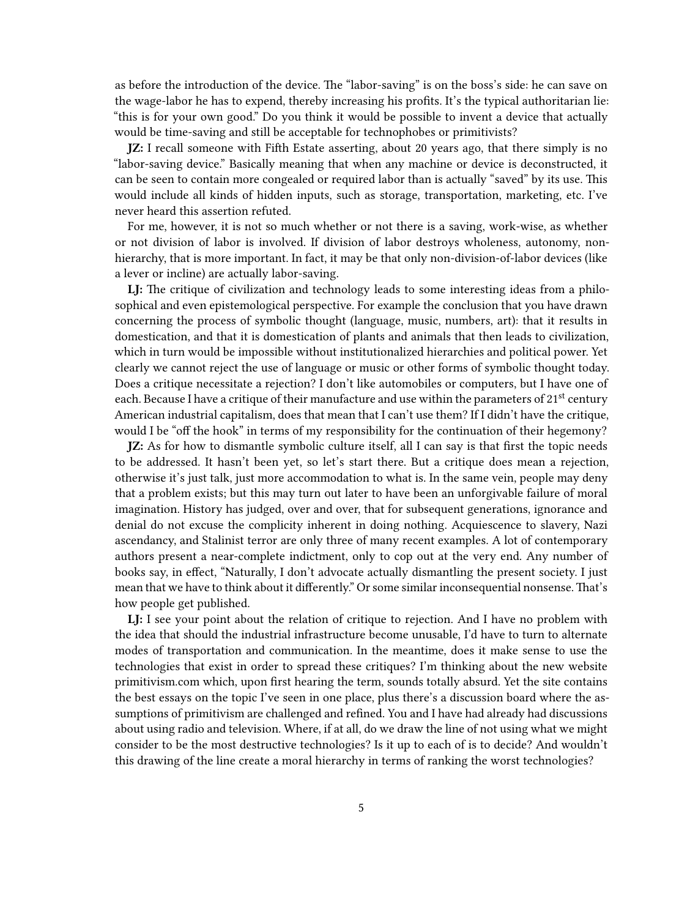as before the introduction of the device. The "labor-saving" is on the boss's side: he can save on the wage-labor he has to expend, thereby increasing his profits. It's the typical authoritarian lie: "this is for your own good." Do you think it would be possible to invent a device that actually would be time-saving and still be acceptable for technophobes or primitivists?

**JZ:** I recall someone with Fifth Estate asserting, about 20 years ago, that there simply is no "labor-saving device." Basically meaning that when any machine or device is deconstructed, it can be seen to contain more congealed or required labor than is actually "saved" by its use. This would include all kinds of hidden inputs, such as storage, transportation, marketing, etc. I've never heard this assertion refuted.

For me, however, it is not so much whether or not there is a saving, work-wise, as whether or not division of labor is involved. If division of labor destroys wholeness, autonomy, non-hierarchy, that is more important. In fact, it may be that only non-division-of-labor devices (like a lever or incline) are actually labor-saving.

**LJ:** The critique of civilization and technology leads to some interesting ideas from a philosophical and even epistemological perspective. For example the conclusion that you have drawn concerning the process of symbolic thought (language, music, numbers, art): that it results in domestication, and that it is domestication of plants and animals that then leads to civilization, which in turn would be impossible without institutionalized hierarchies and political power. Yet clearly we cannot reject the use of language or music or other forms of symbolic thought today. Does a critique necessitate a rejection? I don't like automobiles or computers, but I have one of each. Because I have a critique of their manufacture and use within the parameters of 21st century American industrial capitalism, does that mean that I can't use them? If I didn't have the critique, would I be "off the hook" in terms of my responsibility for the continuation of their hegemony?

**JZ:** As for how to dismantle symbolic culture itself, all I can say is that first the topic needs to be addressed. It hasn't been yet, so let's start there. But a critique does mean a rejection, otherwise it's just talk, just more accommodation to what is. In the same vein, people may deny that a problem exists; but this may turn out later to have been an unforgivable failure of moral imagination. History has judged, over and over, that for subsequent generations, ignorance and denial do not excuse the complicity inherent in doing nothing. Acquiescence to slavery, Nazi ascendancy, and Stalinist terror are only three of many recent examples. A lot of contemporary authors present a near-complete indictment, only to cop out at the very end. Any number of books say, in effect, "Naturally, I don't advocate actually dismantling the present society. I just mean that we have to think about it differently." Or some similar inconsequential nonsense. That's how people get published.

**LJ:** I see your point about the relation of critique to rejection. And I have no problem with the idea that should the industrial infrastructure become unusable, I'd have to turn to alternate modes of transportation and communication. In the meantime, does it make sense to use the technologies that exist in order to spread these critiques? I'm thinking about the new website primitivism.com which, upon first hearing the term, sounds totally absurd. Yet the site contains the best essays on the topic I've seen in one place, plus there's a discussion board where the assumptions of primitivism are challenged and refined. You and I have had already had discussions about using radio and television. Where, if at all, do we draw the line of not using what we might consider to be the most destructive technologies? Is it up to each of is to decide? And wouldn't this drawing of the line create a moral hierarchy in terms of ranking the worst technologies?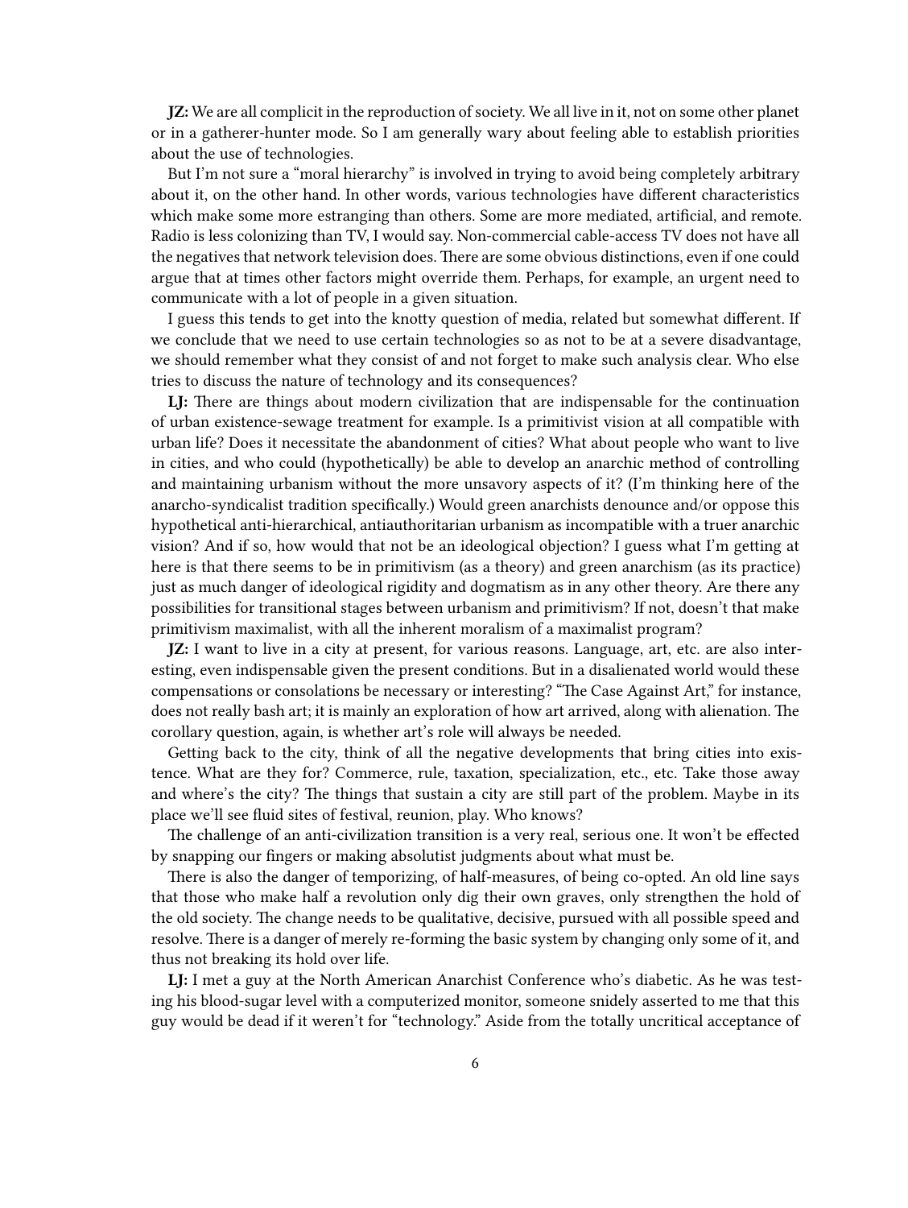**JZ:** We are all complicit in the reproduction of society. We all live in it, not on some other planet or in a gatherer-hunter mode. So I am generally wary about feeling able to establish priorities about the use of technologies.

But I'm not sure a "moral hierarchy" is involved in trying to avoid being completely arbitrary about it, on the other hand. In other words, various technologies have different characteristics which make some more estranging than others. Some are more mediated, artificial, and remote. Radio is less colonizing than TV, I would say. Non-commercial cable-access TV does not have all the negatives that network television does. There are some obvious distinctions, even if one could argue that at times other factors might override them. Perhaps, for example, an urgent need to communicate with a lot of people in a given situation.

I guess this tends to get into the knotty question of media, related but somewhat different. If we conclude that we need to use certain technologies so as not to be at a severe disadvantage, we should remember what they consist of and not forget to make such analysis clear. Who else tries to discuss the nature of technology and its consequences?

**LJ:** There are things about modern civilization that are indispensable for the continuation of urban existence-sewage treatment for example. Is a primitivist vision at all compatible with urban life? Does it necessitate the abandonment of cities? What about people who want to live in cities, and who could (hypothetically) be able to develop an anarchic method of controlling and maintaining urbanism without the more unsavory aspects of it? (I'm thinking here of the anarcho-syndicalist tradition specifically.) Would green anarchists denounce and/or oppose this hypothetical anti-hierarchical, antiauthoritarian urbanism as incompatible with a truer anarchic vision? And if so, how would that not be an ideological objection? I guess what I'm getting at here is that there seems to be in primitivism (as a theory) and green anarchism (as its practice) just as much danger of ideological rigidity and dogmatism as in any other theory. Are there any possibilities for transitional stages between urbanism and primitivism? If not, doesn't that make primitivism maximalist, with all the inherent moralism of a maximalist program?

**JZ:** I want to live in a city at present, for various reasons. Language, art, etc. are also interesting, even indispensable given the present conditions. But in a disalienated world would these compensations or consolations be necessary or interesting? "The Case Against Art," for instance, does not really bash art; it is mainly an exploration of how art arrived, along with alienation. The corollary question, again, is whether art's role will always be needed.

Getting back to the city, think of all the negative developments that bring cities into existence. What are they for? Commerce, rule, taxation, specialization, etc., etc. Take those away and where's the city? The things that sustain a city are still part of the problem. Maybe in its place we'll see fluid sites of festival, reunion, play. Who knows?

The challenge of an anti-civilization transition is a very real, serious one. It won't be effected by snapping our fingers or making absolutist judgments about what must be.

There is also the danger of temporizing, of half-measures, of being co-opted. An old line says that those who make half a revolution only dig their own graves, only strengthen the hold of the old society. The change needs to be qualitative, decisive, pursued with all possible speed and resolve. There is a danger of merely re-forming the basic system by changing only some of it, and thus not breaking its hold over life.

**LJ:** I met a guy at the North American Anarchist Conference who's diabetic. As he was testing his blood-sugar level with a computerized monitor, someone snidely asserted to me that this guy would be dead if it weren't for "technology." Aside from the totally uncritical acceptance of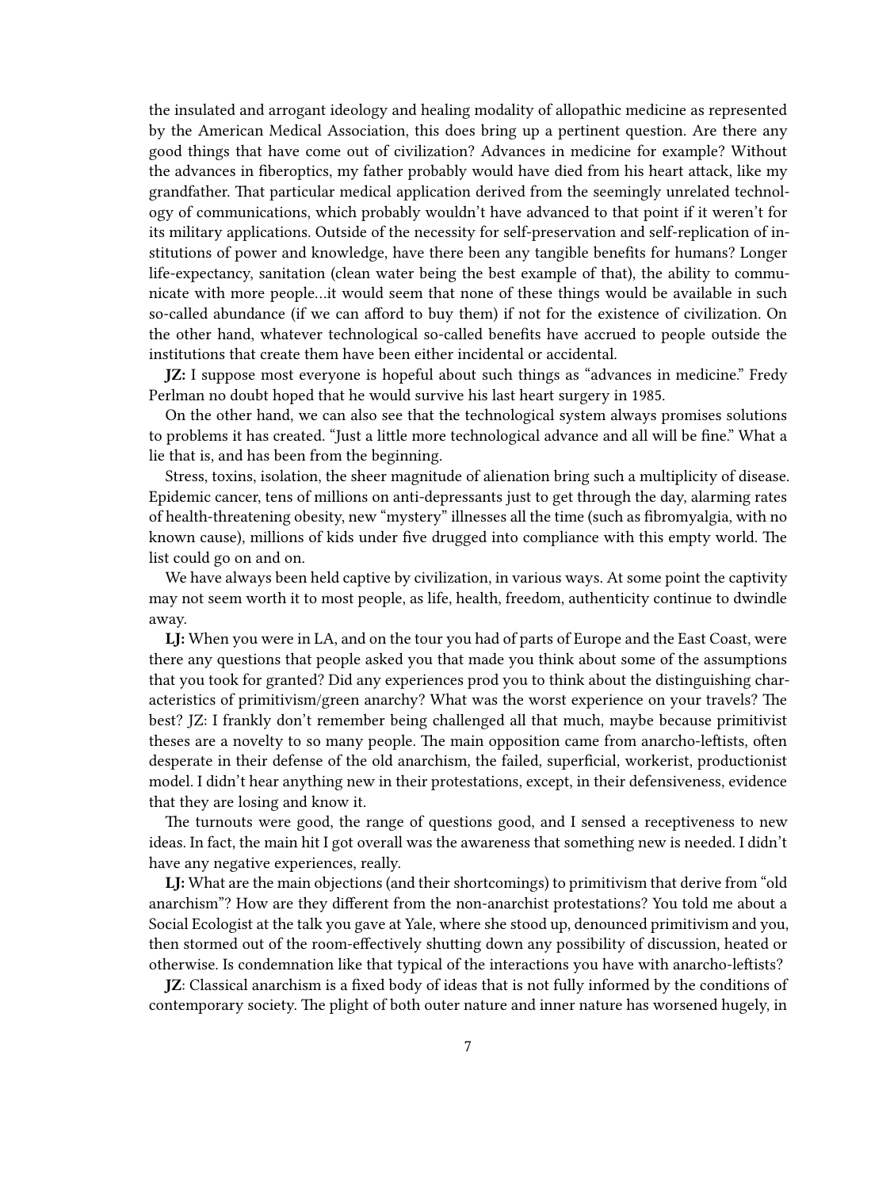the insulated and arrogant ideology and healing modality of allopathic medicine as represented by the American Medical Association, this does bring up a pertinent question. Are there any good things that have come out of civilization? Advances in medicine for example? Without the advances in fiberoptics, my father probably would have died from his heart attack, like my grandfather. That particular medical application derived from the seemingly unrelated technology of communications, which probably wouldn't have advanced to that point if it weren't for its military applications. Outside of the necessity for self-preservation and self-replication of institutions of power and knowledge, have there been any tangible benefits for humans? Longer life-expectancy, sanitation (clean water being the best example of that), the ability to communicate with more people…it would seem that none of these things would be available in such so-called abundance (if we can afford to buy them) if not for the existence of civilization. On the other hand, whatever technological so-called benefits have accrued to people outside the institutions that create them have been either incidental or accidental.

**JZ:** I suppose most everyone is hopeful about such things as "advances in medicine." Fredy Perlman no doubt hoped that he would survive his last heart surgery in 1985.

On the other hand, we can also see that the technological system always promises solutions to problems it has created. "Just a little more technological advance and all will be fine." What a lie that is, and has been from the beginning.

Stress, toxins, isolation, the sheer magnitude of alienation bring such a multiplicity of disease. Epidemic cancer, tens of millions on anti-depressants just to get through the day, alarming rates of health-threatening obesity, new "mystery" illnesses all the time (such as fibromyalgia, with no known cause), millions of kids under five drugged into compliance with this empty world. The list could go on and on.

We have always been held captive by civilization, in various ways. At some point the captivity may not seem worth it to most people, as life, health, freedom, authenticity continue to dwindle away.

**LJ:** When you were in LA, and on the tour you had of parts of Europe and the East Coast, were there any questions that people asked you that made you think about some of the assumptions that you took for granted? Did any experiences prod you to think about the distinguishing characteristics of primitivism/green anarchy? What was the worst experience on your travels? The best? JZ: I frankly don't remember being challenged all that much, maybe because primitivist theses are a novelty to so many people. The main opposition came from anarcho-leftists, often desperate in their defense of the old anarchism, the failed, superficial, workerist, productionist model. I didn't hear anything new in their protestations, except, in their defensiveness, evidence that they are losing and know it.

The turnouts were good, the range of questions good, and I sensed a receptiveness to new ideas. In fact, the main hit I got overall was the awareness that something new is needed. I didn't have any negative experiences, really.

**LJ:** What are the main objections (and their shortcomings) to primitivism that derive from "old anarchism"? How are they different from the non-anarchist protestations? You told me about a Social Ecologist at the talk you gave at Yale, where she stood up, denounced primitivism and you, then stormed out of the room-effectively shutting down any possibility of discussion, heated or otherwise. Is condemnation like that typical of the interactions you have with anarcho-leftists?

**JZ**: Classical anarchism is a fixed body of ideas that is not fully informed by the conditions of contemporary society. The plight of both outer nature and inner nature has worsened hugely, in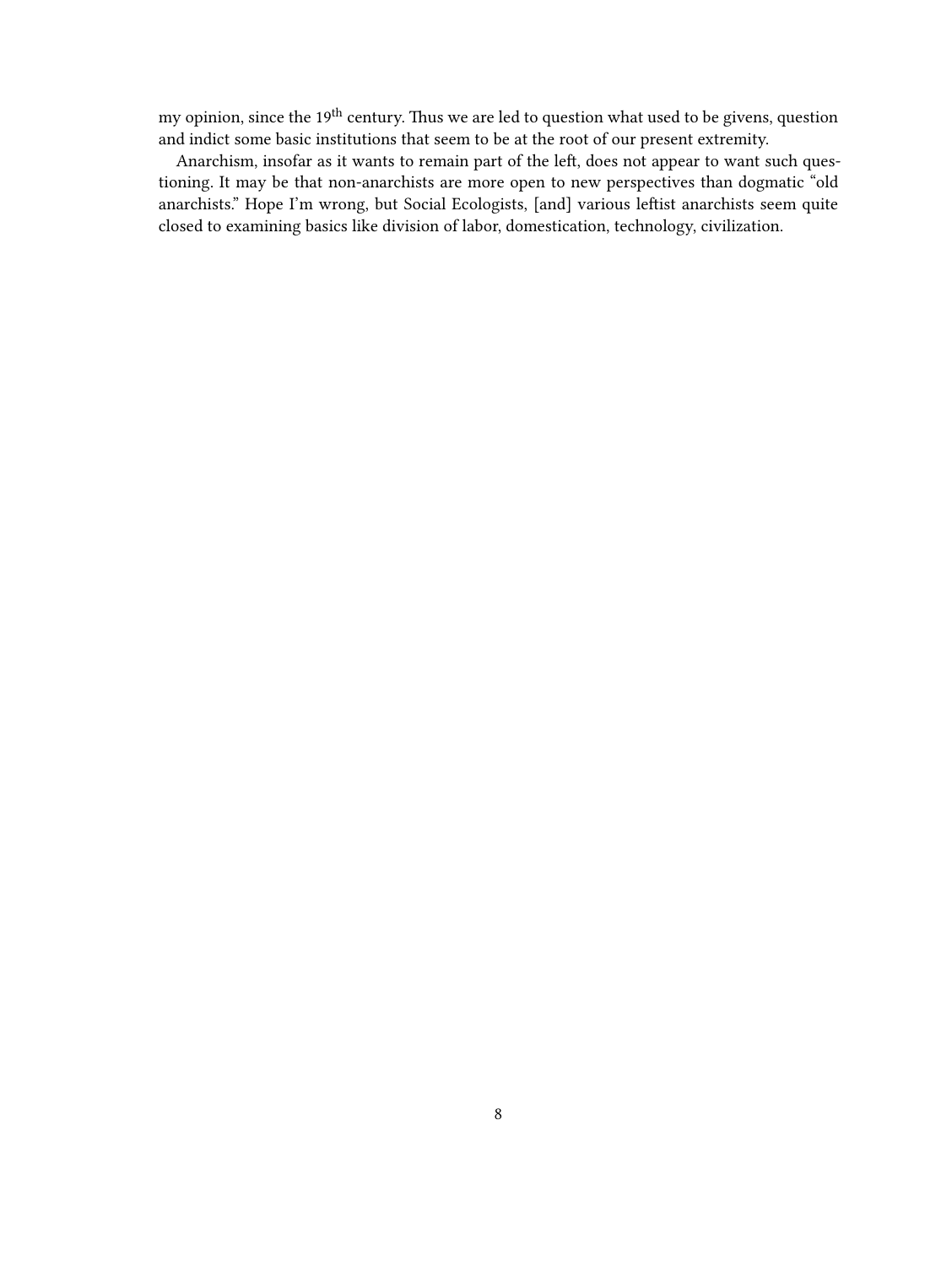my opinion, since the 19th century. Thus we are led to question what used to be givens, question and indict some basic institutions that seem to be at the root of our present extremity.

Anarchism, insofar as it wants to remain part of the left, does not appear to want such questioning. It may be that non-anarchists are more open to new perspectives than dogmatic "old anarchists." Hope I'm wrong, but Social Ecologists, [and] various leftist anarchists seem quite closed to examining basics like division of labor, domestication, technology, civilization.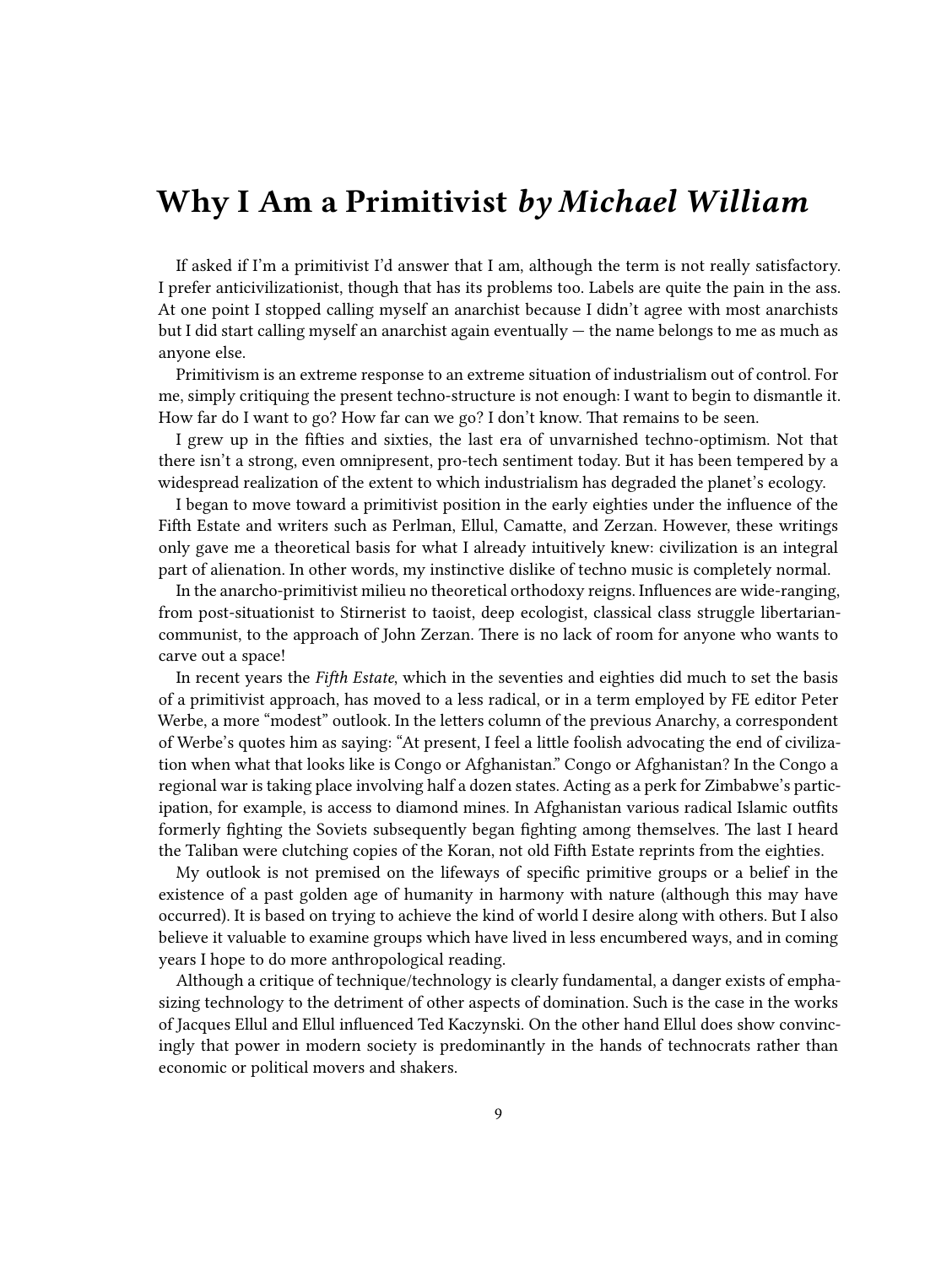## Why I Am a Primitivist *by Michael William*

If asked if I'm a primitivist I'd answer that I am, although the term is not really satisfactory. I prefer anticivilizationist, though that has its problems too. Labels are quite the pain in the ass. At one point I stopped calling myself an anarchist because I didn't agree with most anarchists but I did start calling myself an anarchist again eventually — the name belongs to me as much as anyone else.

Primitivism is an extreme response to an extreme situation of industrialism out of control. For me, simply critiquing the present techno-structure is not enough: I want to begin to dismantle it. How far do I want to go? How far can we go? I don't know. That remains to be seen.

I grew up in the fifties and sixties, the last era of unvarnished techno-optimism. Not that there isn't a strong, even omnipresent, pro-tech sentiment today. But it has been tempered by a widespread realization of the extent to which industrialism has degraded the planet's ecology.

I began to move toward a primitivist position in the early eighties under the influence of the Fifth Estate and writers such as Perlman, Ellul, Camatte, and Zerzan. However, these writings only gave me a theoretical basis for what I already intuitively knew: civilization is an integral part of alienation. In other words, my instinctive dislike of techno music is completely normal.

In the anarcho-primitivist milieu no theoretical orthodoxy reigns. Influences are wide-ranging, from post-situationist to Stirnerist to taoist, deep ecologist, classical class struggle libertarian-communist, to the approach of John Zerzan. There is no lack of room for anyone who wants to carve out a space!

In recent years the *Fifth Estate*, which in the seventies and eighties did much to set the basis of a primitivist approach, has moved to a less radical, or in a term employed by FE editor Peter Werbe, a more "modest" outlook. In the letters column of the previous Anarchy, a correspondent of Werbe's quotes him as saying: "At present, I feel a little foolish advocating the end of civilization when what that looks like is Congo or Afghanistan." Congo or Afghanistan? In the Congo a regional war is taking place involving half a dozen states. Acting as a perk for Zimbabwe's participation, for example, is access to diamond mines. In Afghanistan various radical Islamic outfits formerly fighting the Soviets subsequently began fighting among themselves. The last I heard the Taliban were clutching copies of the Koran, not old Fifth Estate reprints from the eighties.

My outlook is not premised on the lifeways of specific primitive groups or a belief in the existence of a past golden age of humanity in harmony with nature (although this may have occurred). It is based on trying to achieve the kind of world I desire along with others. But I also believe it valuable to examine groups which have lived in less encumbered ways, and in coming years I hope to do more anthropological reading.

Although a critique of technique/technology is clearly fundamental, a danger exists of emphasizing technology to the detriment of other aspects of domination. Such is the case in the works of Jacques Ellul and Ellul influenced Ted Kaczynski. On the other hand Ellul does show convincingly that power in modern society is predominantly in the hands of technocrats rather than economic or political movers and shakers.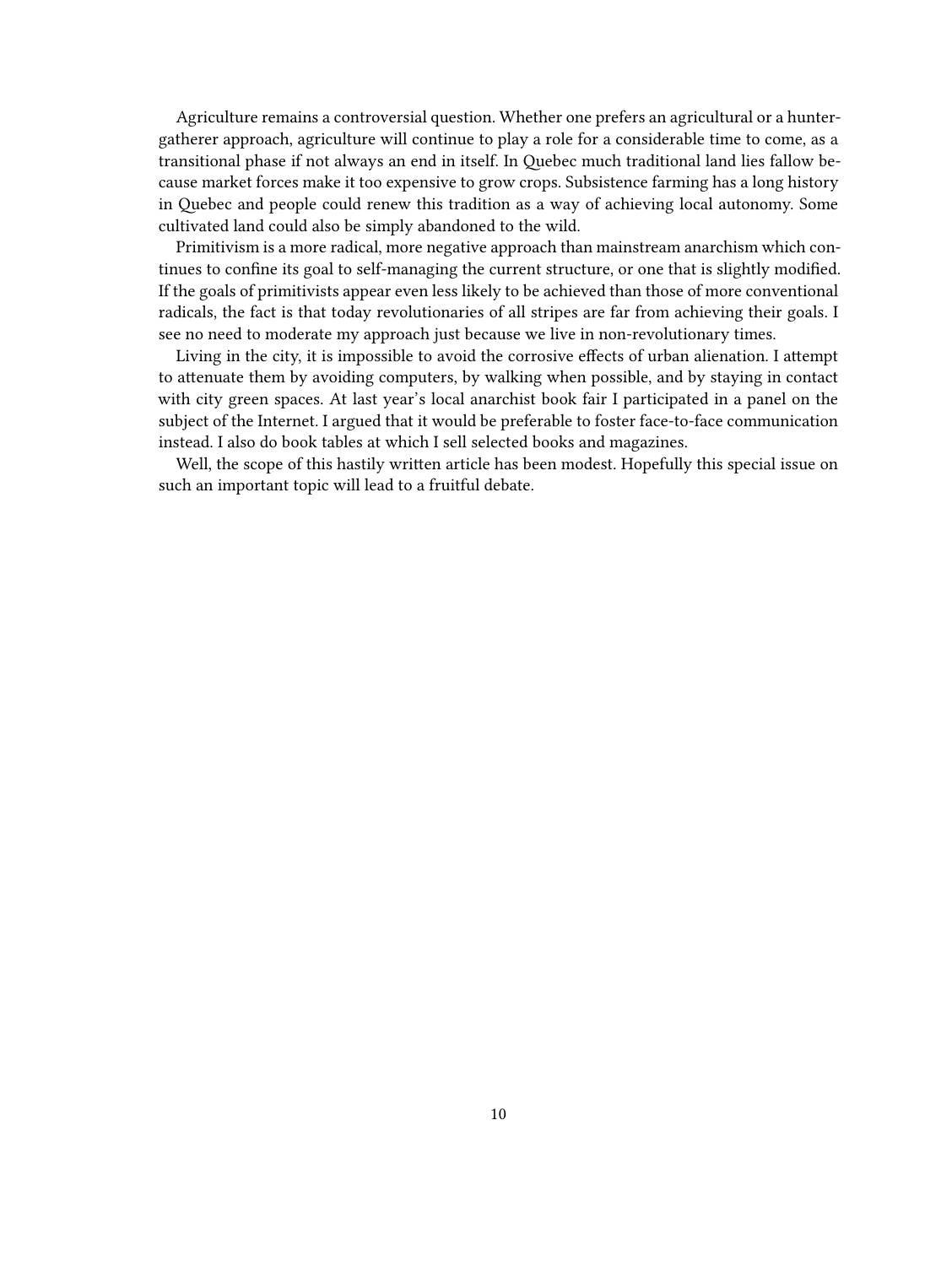Agriculture remains a controversial question. Whether one prefers an agricultural or a hunter-gatherer approach, agriculture will continue to play a role for a considerable time to come, as a transitional phase if not always an end in itself. In Quebec much traditional land lies fallow because market forces make it too expensive to grow crops. Subsistence farming has a long history in Quebec and people could renew this tradition as a way of achieving local autonomy. Some cultivated land could also be simply abandoned to the wild.

Primitivism is a more radical, more negative approach than mainstream anarchism which continues to confine its goal to self-managing the current structure, or one that is slightly modified. If the goals of primitivists appear even less likely to be achieved than those of more conventional radicals, the fact is that today revolutionaries of all stripes are far from achieving their goals. I see no need to moderate my approach just because we live in non-revolutionary times.

Living in the city, it is impossible to avoid the corrosive effects of urban alienation. I attempt to attenuate them by avoiding computers, by walking when possible, and by staying in contact with city green spaces. At last year's local anarchist book fair I participated in a panel on the subject of the Internet. I argued that it would be preferable to foster face-to-face communication instead. I also do book tables at which I sell selected books and magazines.

Well, the scope of this hastily written article has been modest. Hopefully this special issue on such an important topic will lead to a fruitful debate.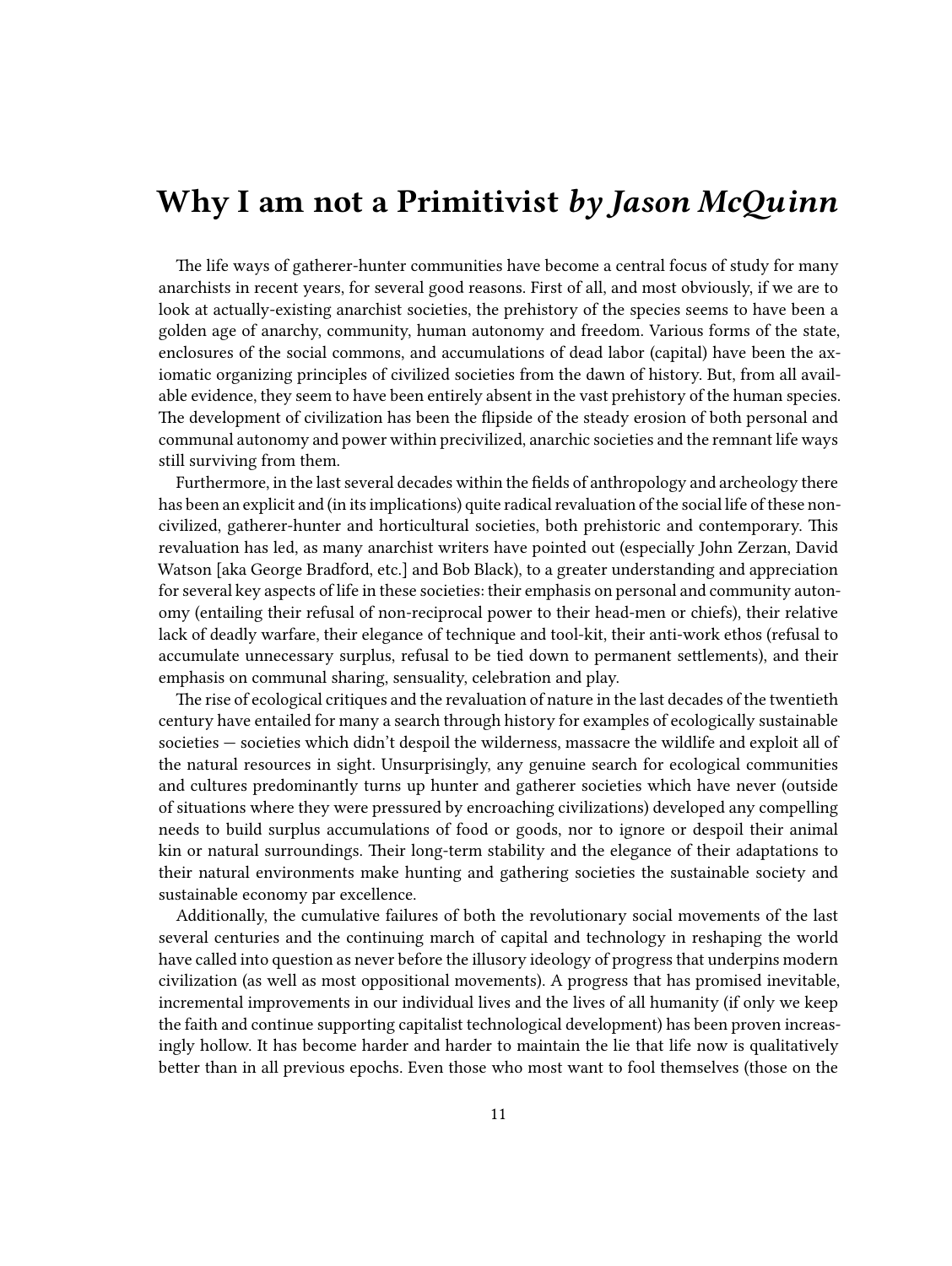# Why I am not a Primitivist *by Jason McQuinn*

The life ways of gatherer-hunter communities have become a central focus of study for many anarchists in recent years, for several good reasons. First of all, and most obviously, if we are to look at actually-existing anarchist societies, the prehistory of the species seems to have been a golden age of anarchy, community, human autonomy and freedom. Various forms of the state, enclosures of the social commons, and accumulations of dead labor (capital) have been the axiomatic organizing principles of civilized societies from the dawn of history. But, from all available evidence, they seem to have been entirely absent in the vast prehistory of the human species. The development of civilization has been the flipside of the steady erosion of both personal and communal autonomy and power within precivilized, anarchic societies and the remnant life ways still surviving from them.

Furthermore, in the last several decades within the fields of anthropology and archeology there has been an explicit and (in its implications) quite radical revaluation of the social life of these non-civilized, gatherer-hunter and horticultural societies, both prehistoric and contemporary. This revaluation has led, as many anarchist writers have pointed out (especially John Zerzan, David Watson [aka George Bradford, etc.] and Bob Black), to a greater understanding and appreciation for several key aspects of life in these societies: their emphasis on personal and community autonomy (entailing their refusal of non-reciprocal power to their head-men or chiefs), their relative lack of deadly warfare, their elegance of technique and tool-kit, their anti-work ethos (refusal to accumulate unnecessary surplus, refusal to be tied down to permanent settlements), and their emphasis on communal sharing, sensuality, celebration and play.

The rise of ecological critiques and the revaluation of nature in the last decades of the twentieth century have entailed for many a search through history for examples of ecologically sustainable societies — societies which didn't despoil the wilderness, massacre the wildlife and exploit all of the natural resources in sight. Unsurprisingly, any genuine search for ecological communities and cultures predominantly turns up hunter and gatherer societies which have never (outside of situations where they were pressured by encroaching civilizations) developed any compelling needs to build surplus accumulations of food or goods, nor to ignore or despoil their animal kin or natural surroundings. Their long-term stability and the elegance of their adaptations to their natural environments make hunting and gathering societies the sustainable society and sustainable economy par excellence.

Additionally, the cumulative failures of both the revolutionary social movements of the last several centuries and the continuing march of capital and technology in reshaping the world have called into question as never before the illusory ideology of progress that underpins modern civilization (as well as most oppositional movements). A progress that has promised inevitable, incremental improvements in our individual lives and the lives of all humanity (if only we keep the faith and continue supporting capitalist technological development) has been proven increasingly hollow. It has become harder and harder to maintain the lie that life now is qualitatively better than in all previous epochs. Even those who most want to fool themselves (those on the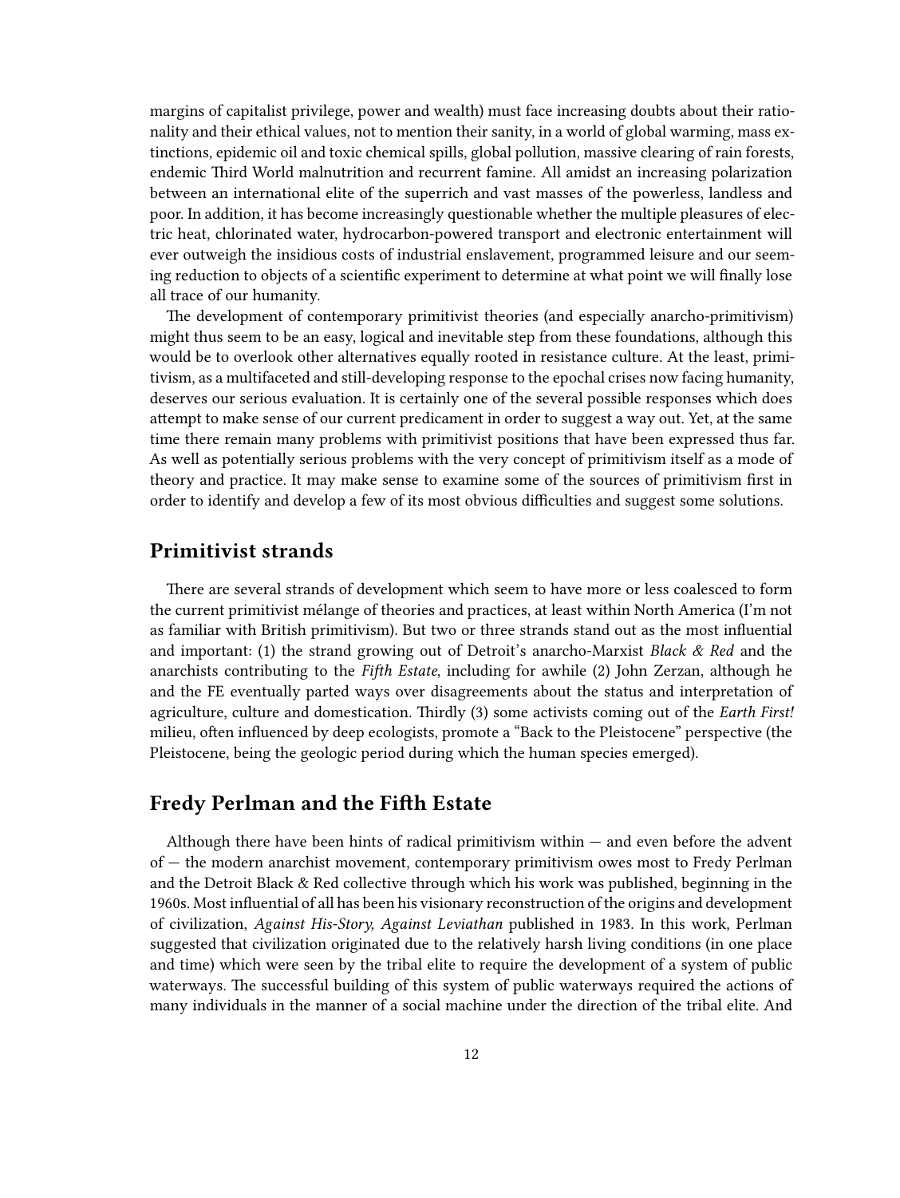margins of capitalist privilege, power and wealth) must face increasing doubts about their rationality and their ethical values, not to mention their sanity, in a world of global warming, mass extinctions, epidemic oil and toxic chemical spills, global pollution, massive clearing of rain forests, endemic Third World malnutrition and recurrent famine. All amidst an increasing polarization between an international elite of the superrich and vast masses of the powerless, landless and poor. In addition, it has become increasingly questionable whether the multiple pleasures of electric heat, chlorinated water, hydrocarbon-powered transport and electronic entertainment will ever outweigh the insidious costs of industrial enslavement, programmed leisure and our seeming reduction to objects of a scientific experiment to determine at what point we will finally lose all trace of our humanity.

The development of contemporary primitivist theories (and especially anarcho-primitivism) might thus seem to be an easy, logical and inevitable step from these foundations, although this would be to overlook other alternatives equally rooted in resistance culture. At the least, primitivism, as a multifaceted and still-developing response to the epochal crises now facing humanity, deserves our serious evaluation. It is certainly one of the several possible responses which does attempt to make sense of our current predicament in order to suggest a way out. Yet, at the same time there remain many problems with primitivist positions that have been expressed thus far. As well as potentially serious problems with the very concept of primitivism itself as a mode of theory and practice. It may make sense to examine some of the sources of primitivism first in order to identify and develop a few of its most obvious difficulties and suggest some solutions.

## Primitivist strands

There are several strands of development which seem to have more or less coalesced to form the current primitivist mélange of theories and practices, at least within North America (I'm not as familiar with British primitivism). But two or three strands stand out as the most influential and important: (1) the strand growing out of Detroit's anarcho-Marxist *Black & Red* and the anarchists contributing to the *Fifth Estate*, including for awhile (2) John Zerzan, although he and the FE eventually parted ways over disagreements about the status and interpretation of agriculture, culture and domestication. Thirdly (3) some activists coming out of the *Earth First!* milieu, often influenced by deep ecologists, promote a "Back to the Pleistocene" perspective (the Pleistocene, being the geologic period during which the human species emerged).

## Fredy Perlman and the Fifth Estate

Although there have been hints of radical primitivism within — and even before the advent of — the modern anarchist movement, contemporary primitivism owes most to Fredy Perlman and the Detroit Black & Red collective through which his work was published, beginning in the 1960s. Most influential of all has been his visionary reconstruction of the origins and development of civilization, *Against His-Story, Against Leviathan* published in 1983. In this work, Perlman suggested that civilization originated due to the relatively harsh living conditions (in one place and time) which were seen by the tribal elite to require the development of a system of public waterways. The successful building of this system of public waterways required the actions of many individuals in the manner of a social machine under the direction of the tribal elite. And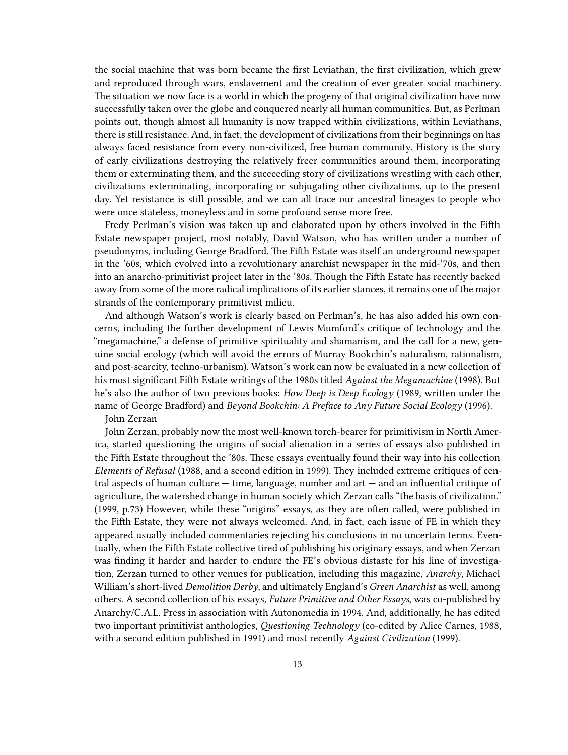the social machine that was born became the first Leviathan, the first civilization, which grew and reproduced through wars, enslavement and the creation of ever greater social machinery. The situation we now face is a world in which the progeny of that original civilization have now successfully taken over the globe and conquered nearly all human communities. But, as Perlman points out, though almost all humanity is now trapped within civilizations, within Leviathans, there is still resistance. And, in fact, the development of civilizations from their beginnings on has always faced resistance from every non-civilized, free human community. History is the story of early civilizations destroying the relatively freer communities around them, incorporating them or exterminating them, and the succeeding story of civilizations wrestling with each other, civilizations exterminating, incorporating or subjugating other civilizations, up to the present day. Yet resistance is still possible, and we can all trace our ancestral lineages to people who were once stateless, moneyless and in some profound sense more free.

Fredy Perlman's vision was taken up and elaborated upon by others involved in the Fifth Estate newspaper project, most notably, David Watson, who has written under a number of pseudonyms, including George Bradford. The Fifth Estate was itself an underground newspaper in the '60s, which evolved into a revolutionary anarchist newspaper in the mid-'70s, and then into an anarcho-primitivist project later in the '80s. Though the Fifth Estate has recently backed away from some of the more radical implications of its earlier stances, it remains one of the major strands of the contemporary primitivist milieu.

And although Watson's work is clearly based on Perlman's, he has also added his own concerns, including the further development of Lewis Mumford's critique of technology and the "megamachine," a defense of primitive spirituality and shamanism, and the call for a new, genuine social ecology (which will avoid the errors of Murray Bookchin's naturalism, rationalism, and post-scarcity, techno-urbanism). Watson's work can now be evaluated in a new collection of his most significant Fifth Estate writings of the 1980s titled *Against the Megamachine* (1998). But he's also the author of two previous books: *How Deep is Deep Ecology* (1989, written under the name of George Bradford) and *Beyond Bookchin: A Preface to Any Future Social Ecology* (1996).

## John Zerzan

John Zerzan, probably now the most well-known torch-bearer for primitivism in North America, started questioning the origins of social alienation in a series of essays also published in the Fifth Estate throughout the '80s. These essays eventually found their way into his collection *Elements of Refusal* (1988, and a second edition in 1999). They included extreme critiques of central aspects of human culture — time, language, number and art — and an influential critique of agriculture, the watershed change in human society which Zerzan calls "the basis of civilization." (1999, p.73) However, while these "origins" essays, as they are often called, were published in the Fifth Estate, they were not always welcomed. And, in fact, each issue of FE in which they appeared usually included commentaries rejecting his conclusions in no uncertain terms. Eventually, when the Fifth Estate collective tired of publishing his originary essays, and when Zerzan was finding it harder and harder to endure the FE's obvious distaste for his line of investigation, Zerzan turned to other venues for publication, including this magazine, *Anarchy*, Michael William's short-lived *Demolition Derby*, and ultimately England's *Green Anarchist* as well, among others. A second collection of his essays, *Future Primitive and Other Essays*, was co-published by Anarchy/C.A.L. Press in association with Autonomedia in 1994. And, additionally, he has edited two important primitivist anthologies, *Questioning Technology* (co-edited by Alice Carnes, 1988, with a second edition published in 1991) and most recently *Against Civilization* (1999).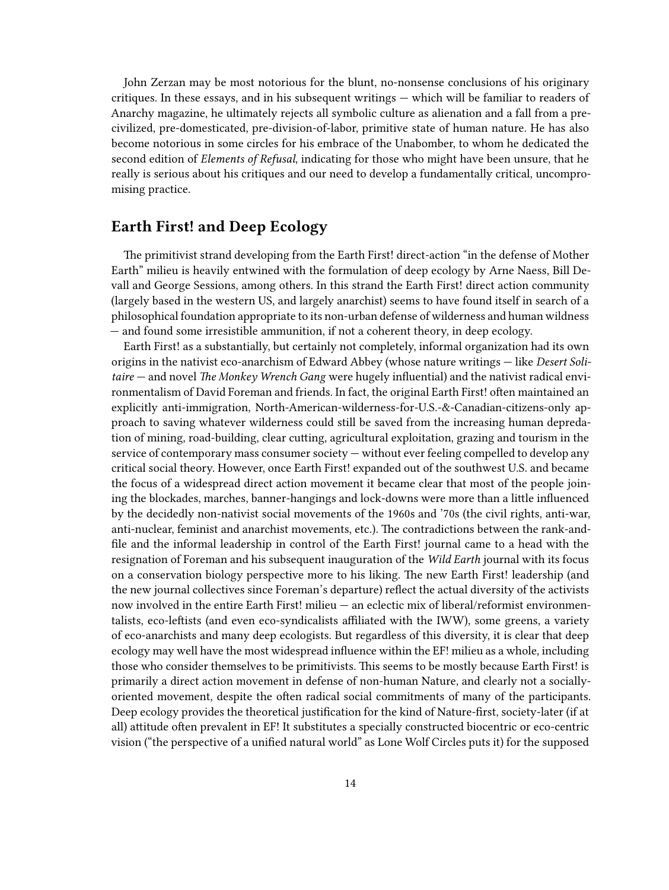John Zerzan may be most notorious for the blunt, no-nonsense conclusions of his originary critiques. In these essays, and in his subsequent writings — which will be familiar to readers of Anarchy magazine, he ultimately rejects all symbolic culture as alienation and a fall from a pre-civilized, pre-domesticated, pre-division-of-labor, primitive state of human nature. He has also become notorious in some circles for his embrace of the Unabomber, to whom he dedicated the second edition of *Elements of Refusal*, indicating for those who might have been unsure, that he really is serious about his critiques and our need to develop a fundamentally critical, uncompromising practice.

## Earth First! and Deep Ecology

The primitivist strand developing from the Earth First! direct-action "in the defense of Mother Earth" milieu is heavily entwined with the formulation of deep ecology by Arne Naess, Bill Devall and George Sessions, among others. In this strand the Earth First! direct action community (largely based in the western US, and largely anarchist) seems to have found itself in search of a philosophical foundation appropriate to its non-urban defense of wilderness and human wildness — and found some irresistible ammunition, if not a coherent theory, in deep ecology.

Earth First! as a substantially, but certainly not completely, informal organization had its own origins in the nativist eco-anarchism of Edward Abbey (whose nature writings — like *Desert Solitaire* — and novel *The Monkey Wrench Gang* were hugely influential) and the nativist radical environmentalism of David Foreman and friends. In fact, the original Earth First! often maintained an explicitly anti-immigration, North-American-wilderness-for-U.S.-&-Canadian-citizens-only approach to saving whatever wilderness could still be saved from the increasing human depredation of mining, road-building, clear cutting, agricultural exploitation, grazing and tourism in the service of contemporary mass consumer society — without ever feeling compelled to develop any critical social theory. However, once Earth First! expanded out of the southwest U.S. and became the focus of a widespread direct action movement it became clear that most of the people joining the blockades, marches, banner-hangings and lock-downs were more than a little influenced by the decidedly non-nativist social movements of the 1960s and '70s (the civil rights, anti-war, anti-nuclear, feminist and anarchist movements, etc.). The contradictions between the rank-and-file and the informal leadership in control of the Earth First! journal came to a head with the resignation of Foreman and his subsequent inauguration of the *Wild Earth* journal with its focus on a conservation biology perspective more to his liking. The new Earth First! leadership (and the new journal collectives since Foreman's departure) reflect the actual diversity of the activists now involved in the entire Earth First! milieu — an eclectic mix of liberal/reformist environmentalists, eco-leftists (and even eco-syndicalists affiliated with the IWW), some greens, a variety of eco-anarchists and many deep ecologists. But regardless of this diversity, it is clear that deep ecology may well have the most widespread influence within the EF! milieu as a whole, including those who consider themselves to be primitivists. This seems to be mostly because Earth First! is primarily a direct action movement in defense of non-human Nature, and clearly not a socially-oriented movement, despite the often radical social commitments of many of the participants. Deep ecology provides the theoretical justification for the kind of Nature-first, society-later (if at all) attitude often prevalent in EF! It substitutes a specially constructed biocentric or eco-centric vision ("the perspective of a unified natural world" as Lone Wolf Circles puts it) for the supposed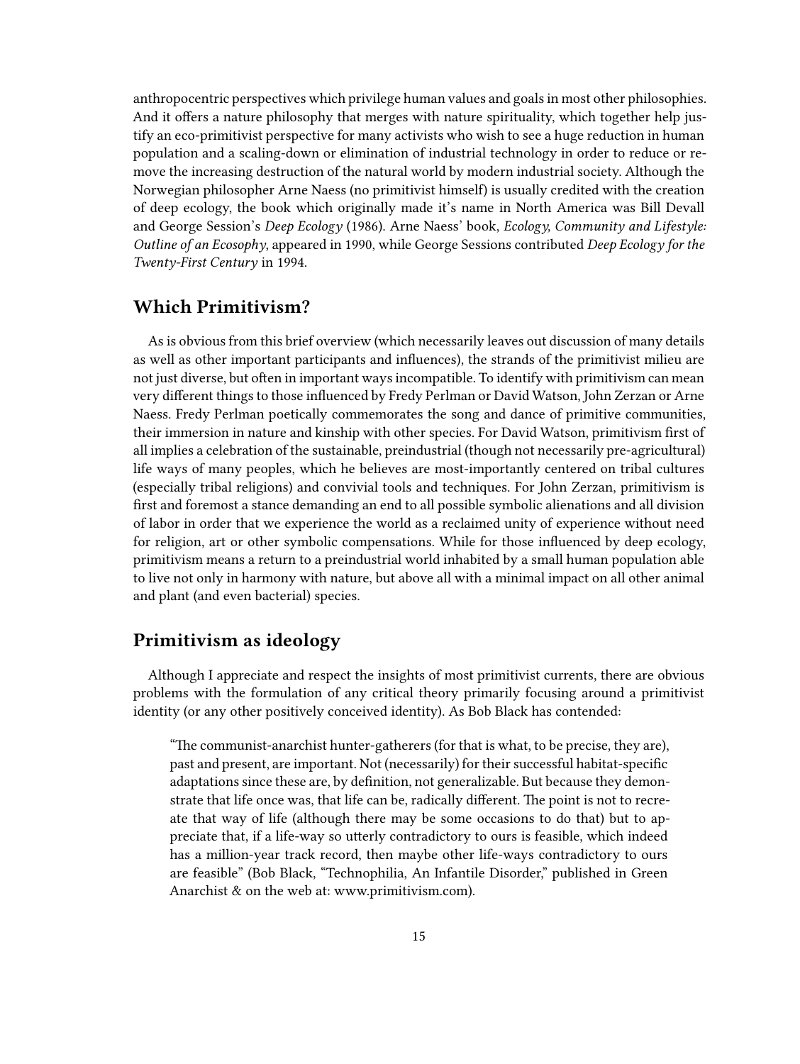anthropocentric perspectives which privilege human values and goals in most other philosophies. And it offers a nature philosophy that merges with nature spirituality, which together help justify an eco-primitivist perspective for many activists who wish to see a huge reduction in human population and a scaling-down or elimination of industrial technology in order to reduce or remove the increasing destruction of the natural world by modern industrial society. Although the Norwegian philosopher Arne Naess (no primitivist himself) is usually credited with the creation of deep ecology, the book which originally made it's name in North America was Bill Devall and George Session's *Deep Ecology* (1986). Arne Naess' book, *Ecology, Community and Lifestyle: Outline of an Ecosophy*, appeared in 1990, while George Sessions contributed *Deep Ecology for the Twenty-First Century* in 1994.

## Which Primitivism?

As is obvious from this brief overview (which necessarily leaves out discussion of many details as well as other important participants and influences), the strands of the primitivist milieu are not just diverse, but often in important ways incompatible. To identify with primitivism can mean very different things to those influenced by Fredy Perlman or David Watson, John Zerzan or Arne Naess. Fredy Perlman poetically commemorates the song and dance of primitive communities, their immersion in nature and kinship with other species. For David Watson, primitivism first of all implies a celebration of the sustainable, preindustrial (though not necessarily pre-agricultural) life ways of many peoples, which he believes are most-importantly centered on tribal cultures (especially tribal religions) and convivial tools and techniques. For John Zerzan, primitivism is first and foremost a stance demanding an end to all possible symbolic alienations and all division of labor in order that we experience the world as a reclaimed unity of experience without need for religion, art or other symbolic compensations. While for those influenced by deep ecology, primitivism means a return to a preindustrial world inhabited by a small human population able to live not only in harmony with nature, but above all with a minimal impact on all other animal and plant (and even bacterial) species.

## Primitivism as ideology

Although I appreciate and respect the insights of most primitivist currents, there are obvious problems with the formulation of any critical theory primarily focusing around a primitivist identity (or any other positively conceived identity). As Bob Black has contended:

> "The communist-anarchist hunter-gatherers (for that is what, to be precise, they are), past and present, are important. Not (necessarily) for their successful habitat-specific adaptations since these are, by definition, not generalizable. But because they demonstrate that life once was, that life can be, radically different. The point is not to recreate that way of life (although there may be some occasions to do that) but to appreciate that, if a life-way so utterly contradictory to ours is feasible, which indeed has a million-year track record, then maybe other life-ways contradictory to ours are feasible" (Bob Black, "Technophilia, An Infantile Disorder," published in Green Anarchist & on the web at: www.primitivism.com).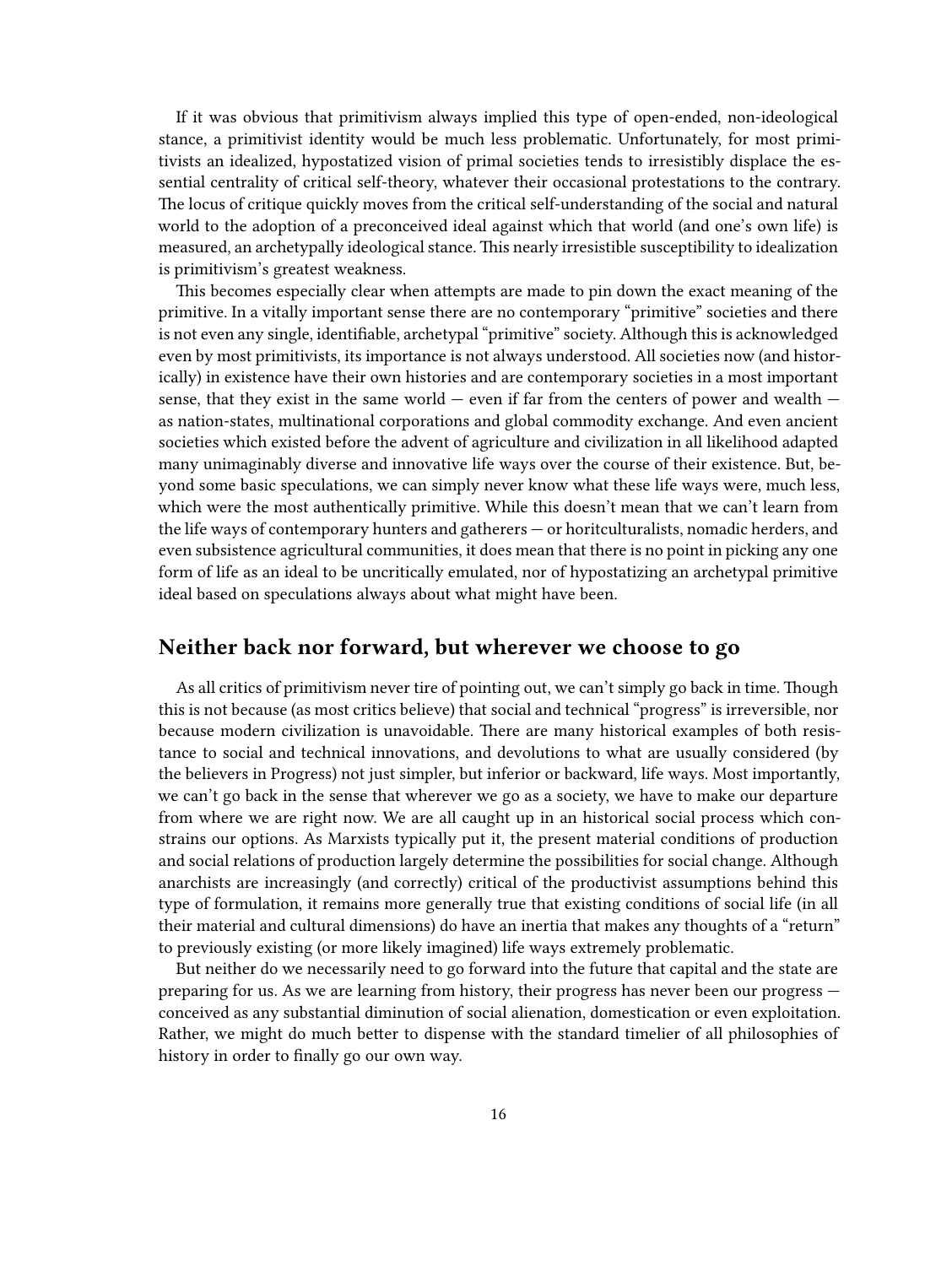If it was obvious that primitivism always implied this type of open-ended, non-ideological stance, a primitivist identity would be much less problematic. Unfortunately, for most primitivists an idealized, hypostatized vision of primal societies tends to irresistibly displace the essential centrality of critical self-theory, whatever their occasional protestations to the contrary. The locus of critique quickly moves from the critical self-understanding of the social and natural world to the adoption of a preconceived ideal against which that world (and one's own life) is measured, an archetypally ideological stance. This nearly irresistible susceptibility to idealization is primitivism's greatest weakness.

This becomes especially clear when attempts are made to pin down the exact meaning of the primitive. In a vitally important sense there are no contemporary "primitive" societies and there is not even any single, identifiable, archetypal "primitive" society. Although this is acknowledged even by most primitivists, its importance is not always understood. All societies now (and historically) in existence have their own histories and are contemporary societies in a most important sense, that they exist in the same world — even if far from the centers of power and wealth — as nation-states, multinational corporations and global commodity exchange. And even ancient societies which existed before the advent of agriculture and civilization in all likelihood adapted many unimaginably diverse and innovative life ways over the course of their existence. But, beyond some basic speculations, we can simply never know what these life ways were, much less, which were the most authentically primitive. While this doesn't mean that we can't learn from the life ways of contemporary hunters and gatherers — or horitculturalists, nomadic herders, and even subsistence agricultural communities, it does mean that there is no point in picking any one form of life as an ideal to be uncritically emulated, nor of hypostatizing an archetypal primitive ideal based on speculations always about what might have been.

## Neither back nor forward, but wherever we choose to go

As all critics of primitivism never tire of pointing out, we can't simply go back in time. Though this is not because (as most critics believe) that social and technical "progress" is irreversible, nor because modern civilization is unavoidable. There are many historical examples of both resistance to social and technical innovations, and devolutions to what are usually considered (by the believers in Progress) not just simpler, but inferior or backward, life ways. Most importantly, we can't go back in the sense that wherever we go as a society, we have to make our departure from where we are right now. We are all caught up in an historical social process which constrains our options. As Marxists typically put it, the present material conditions of production and social relations of production largely determine the possibilities for social change. Although anarchists are increasingly (and correctly) critical of the productivist assumptions behind this type of formulation, it remains more generally true that existing conditions of social life (in all their material and cultural dimensions) do have an inertia that makes any thoughts of a "return" to previously existing (or more likely imagined) life ways extremely problematic.

But neither do we necessarily need to go forward into the future that capital and the state are preparing for us. As we are learning from history, their progress has never been our progress — conceived as any substantial diminution of social alienation, domestication or even exploitation. Rather, we might do much better to dispense with the standard timelier of all philosophies of history in order to finally go our own way.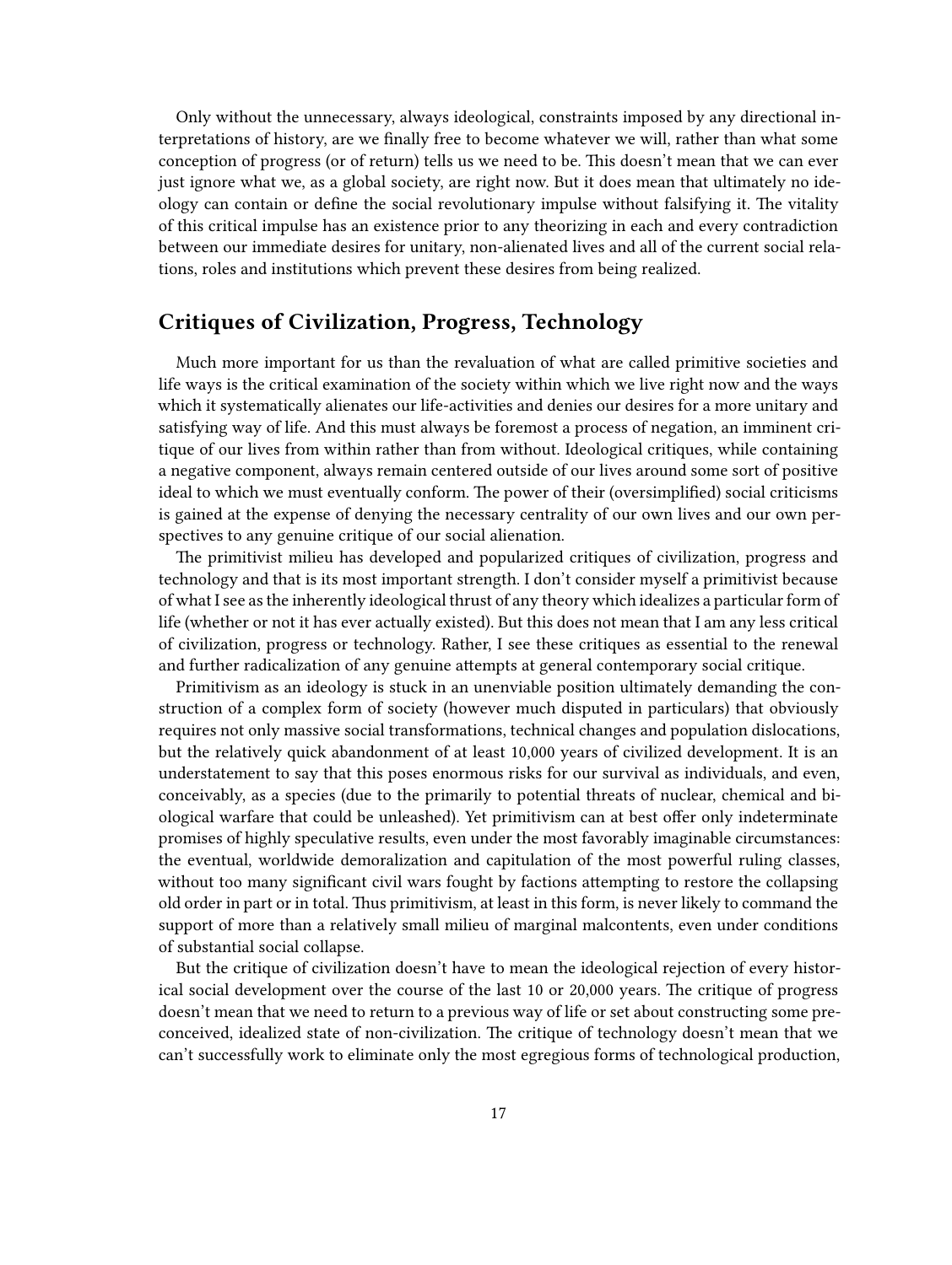Only without the unnecessary, always ideological, constraints imposed by any directional interpretations of history, are we finally free to become whatever we will, rather than what some conception of progress (or of return) tells us we need to be. This doesn't mean that we can ever just ignore what we, as a global society, are right now. But it does mean that ultimately no ideology can contain or define the social revolutionary impulse without falsifying it. The vitality of this critical impulse has an existence prior to any theorizing in each and every contradiction between our immediate desires for unitary, non-alienated lives and all of the current social relations, roles and institutions which prevent these desires from being realized.

## Critiques of Civilization, Progress, Technology

Much more important for us than the revaluation of what are called primitive societies and life ways is the critical examination of the society within which we live right now and the ways which it systematically alienates our life-activities and denies our desires for a more unitary and satisfying way of life. And this must always be foremost a process of negation, an imminent critique of our lives from within rather than from without. Ideological critiques, while containing a negative component, always remain centered outside of our lives around some sort of positive ideal to which we must eventually conform. The power of their (oversimplified) social criticisms is gained at the expense of denying the necessary centrality of our own lives and our own perspectives to any genuine critique of our social alienation.

The primitivist milieu has developed and popularized critiques of civilization, progress and technology and that is its most important strength. I don't consider myself a primitivist because of what I see as the inherently ideological thrust of any theory which idealizes a particular form of life (whether or not it has ever actually existed). But this does not mean that I am any less critical of civilization, progress or technology. Rather, I see these critiques as essential to the renewal and further radicalization of any genuine attempts at general contemporary social critique.

Primitivism as an ideology is stuck in an unenviable position ultimately demanding the construction of a complex form of society (however much disputed in particulars) that obviously requires not only massive social transformations, technical changes and population dislocations, but the relatively quick abandonment of at least 10,000 years of civilized development. It is an understatement to say that this poses enormous risks for our survival as individuals, and even, conceivably, as a species (due to the primarily to potential threats of nuclear, chemical and biological warfare that could be unleashed). Yet primitivism can at best offer only indeterminate promises of highly speculative results, even under the most favorably imaginable circumstances: the eventual, worldwide demoralization and capitulation of the most powerful ruling classes, without too many significant civil wars fought by factions attempting to restore the collapsing old order in part or in total. Thus primitivism, at least in this form, is never likely to command the support of more than a relatively small milieu of marginal malcontents, even under conditions of substantial social collapse.

But the critique of civilization doesn't have to mean the ideological rejection of every historical social development over the course of the last 10 or 20,000 years. The critique of progress doesn't mean that we need to return to a previous way of life or set about constructing some preconceived, idealized state of non-civilization. The critique of technology doesn't mean that we can't successfully work to eliminate only the most egregious forms of technological production,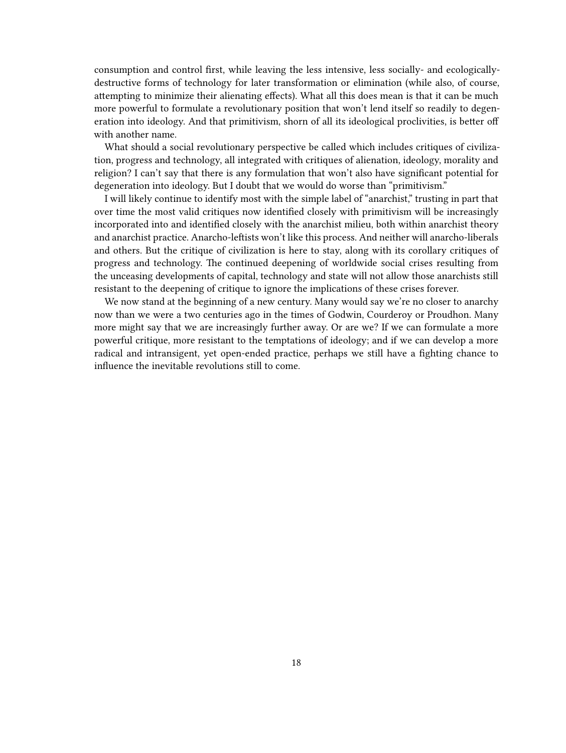consumption and control first, while leaving the less intensive, less socially- and ecologically-destructive forms of technology for later transformation or elimination (while also, of course, attempting to minimize their alienating effects). What all this does mean is that it can be much more powerful to formulate a revolutionary position that won't lend itself so readily to degeneration into ideology. And that primitivism, shorn of all its ideological proclivities, is better off with another name.

What should a social revolutionary perspective be called which includes critiques of civilization, progress and technology, all integrated with critiques of alienation, ideology, morality and religion? I can't say that there is any formulation that won't also have significant potential for degeneration into ideology. But I doubt that we would do worse than "primitivism."

I will likely continue to identify most with the simple label of "anarchist," trusting in part that over time the most valid critiques now identified closely with primitivism will be increasingly incorporated into and identified closely with the anarchist milieu, both within anarchist theory and anarchist practice. Anarcho-leftists won't like this process. And neither will anarcho-liberals and others. But the critique of civilization is here to stay, along with its corollary critiques of progress and technology. The continued deepening of worldwide social crises resulting from the unceasing developments of capital, technology and state will not allow those anarchists still resistant to the deepening of critique to ignore the implications of these crises forever.

We now stand at the beginning of a new century. Many would say we're no closer to anarchy now than we were a two centuries ago in the times of Godwin, Courderoy or Proudhon. Many more might say that we are increasingly further away. Or are we? If we can formulate a more powerful critique, more resistant to the temptations of ideology; and if we can develop a more radical and intransigent, yet open-ended practice, perhaps we still have a fighting chance to influence the inevitable revolutions still to come.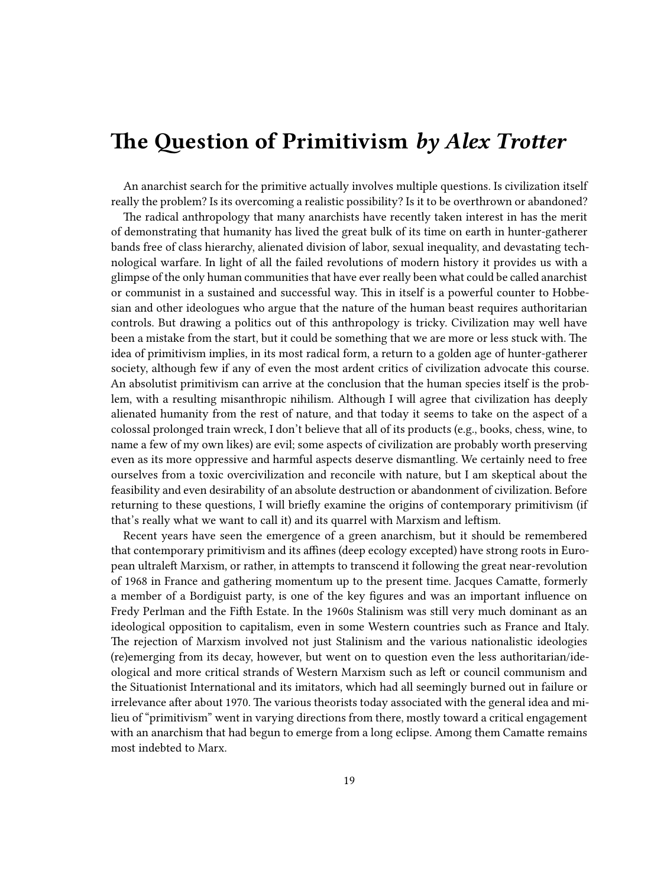# The Question of Primitivism *by Alex Trotter*

An anarchist search for the primitive actually involves multiple questions. Is civilization itself really the problem? Is its overcoming a realistic possibility? Is it to be overthrown or abandoned?

The radical anthropology that many anarchists have recently taken interest in has the merit of demonstrating that humanity has lived the great bulk of its time on earth in hunter-gatherer bands free of class hierarchy, alienated division of labor, sexual inequality, and devastating technological warfare. In light of all the failed revolutions of modern history it provides us with a glimpse of the only human communities that have ever really been what could be called anarchist or communist in a sustained and successful way. This in itself is a powerful counter to Hobbesian and other ideologues who argue that the nature of the human beast requires authoritarian controls. But drawing a politics out of this anthropology is tricky. Civilization may well have been a mistake from the start, but it could be something that we are more or less stuck with. The idea of primitivism implies, in its most radical form, a return to a golden age of hunter-gatherer society, although few if any of even the most ardent critics of civilization advocate this course. An absolutist primitivism can arrive at the conclusion that the human species itself is the problem, with a resulting misanthropic nihilism. Although I will agree that civilization has deeply alienated humanity from the rest of nature, and that today it seems to take on the aspect of a colossal prolonged train wreck, I don't believe that all of its products (e.g., books, chess, wine, to name a few of my own likes) are evil; some aspects of civilization are probably worth preserving even as its more oppressive and harmful aspects deserve dismantling. We certainly need to free ourselves from a toxic overcivilization and reconcile with nature, but I am skeptical about the feasibility and even desirability of an absolute destruction or abandonment of civilization. Before returning to these questions, I will briefly examine the origins of contemporary primitivism (if that's really what we want to call it) and its quarrel with Marxism and leftism.

Recent years have seen the emergence of a green anarchism, but it should be remembered that contemporary primitivism and its affines (deep ecology excepted) have strong roots in European ultraleft Marxism, or rather, in attempts to transcend it following the great near-revolution of 1968 in France and gathering momentum up to the present time. Jacques Camatte, formerly a member of a Bordiguist party, is one of the key figures and was an important influence on Fredy Perlman and the Fifth Estate. In the 1960s Stalinism was still very much dominant as an ideological opposition to capitalism, even in some Western countries such as France and Italy. The rejection of Marxism involved not just Stalinism and the various nationalistic ideologies (re)emerging from its decay, however, but went on to question even the less authoritarian/ideological and more critical strands of Western Marxism such as left or council communism and the Situationist International and its imitators, which had all seemingly burned out in failure or irrelevance after about 1970. The various theorists today associated with the general idea and milieu of "primitivism" went in varying directions from there, mostly toward a critical engagement with an anarchism that had begun to emerge from a long eclipse. Among them Camatte remains most indebted to Marx.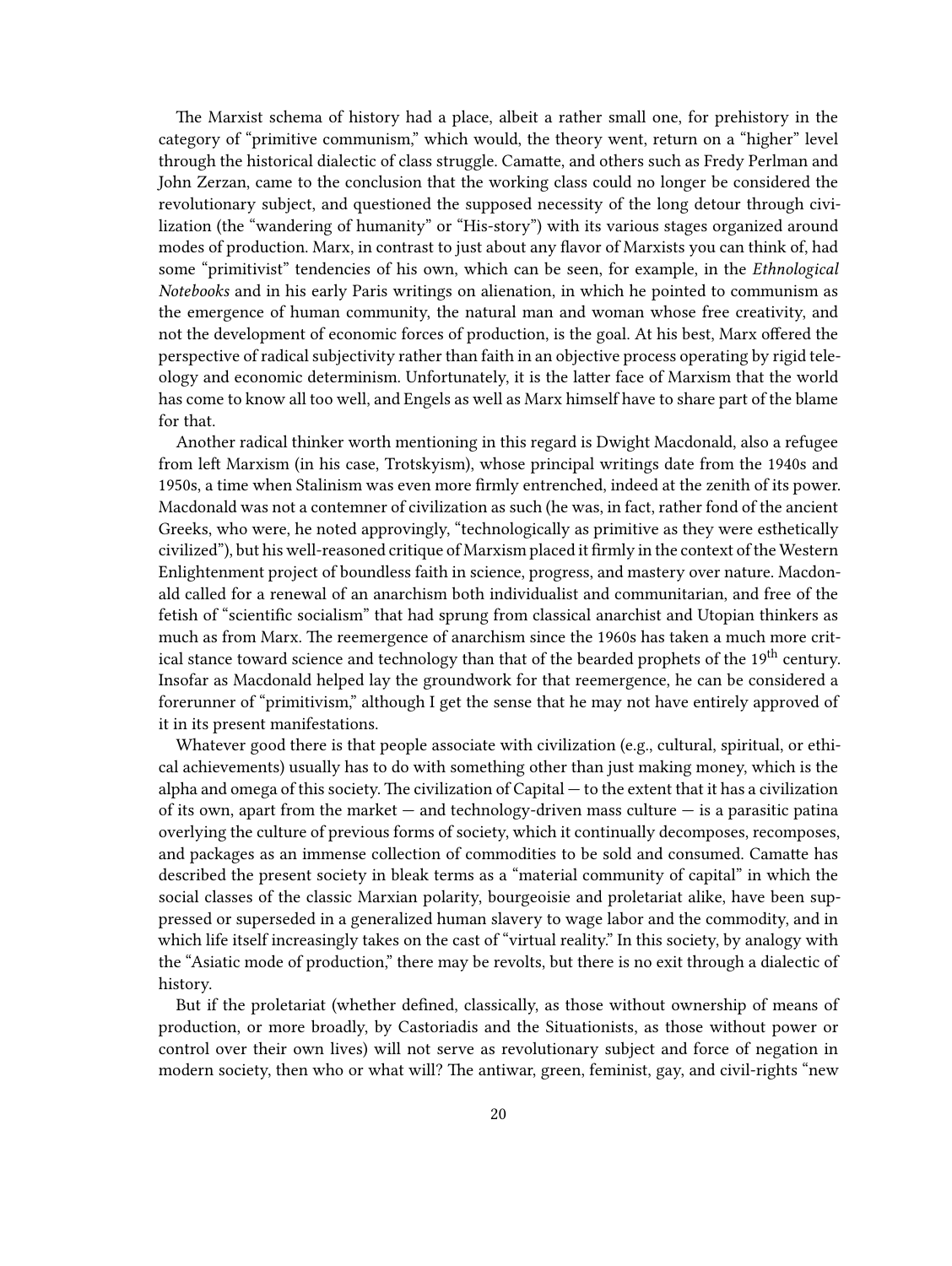The Marxist schema of history had a place, albeit a rather small one, for prehistory in the category of "primitive communism," which would, the theory went, return on a "higher" level through the historical dialectic of class struggle. Camatte, and others such as Fredy Perlman and John Zerzan, came to the conclusion that the working class could no longer be considered the revolutionary subject, and questioned the supposed necessity of the long detour through civilization (the "wandering of humanity" or "His-story") with its various stages organized around modes of production. Marx, in contrast to just about any flavor of Marxists you can think of, had some "primitivist" tendencies of his own, which can be seen, for example, in the *Ethnological Notebooks* and in his early Paris writings on alienation, in which he pointed to communism as the emergence of human community, the natural man and woman whose free creativity, and not the development of economic forces of production, is the goal. At his best, Marx offered the perspective of radical subjectivity rather than faith in an objective process operating by rigid teleology and economic determinism. Unfortunately, it is the latter face of Marxism that the world has come to know all too well, and Engels as well as Marx himself have to share part of the blame for that.

Another radical thinker worth mentioning in this regard is Dwight Macdonald, also a refugee from left Marxism (in his case, Trotskyism), whose principal writings date from the 1940s and 1950s, a time when Stalinism was even more firmly entrenched, indeed at the zenith of its power. Macdonald was not a contemner of civilization as such (he was, in fact, rather fond of the ancient Greeks, who were, he noted approvingly, "technologically as primitive as they were esthetically civilized"), but his well-reasoned critique of Marxism placed it firmly in the context of the Western Enlightenment project of boundless faith in science, progress, and mastery over nature. Macdonald called for a renewal of an anarchism both individualist and communitarian, and free of the fetish of "scientific socialism" that had sprung from classical anarchist and Utopian thinkers as much as from Marx. The reemergence of anarchism since the 1960s has taken a much more critical stance toward science and technology than that of the bearded prophets of the 19th century. Insofar as Macdonald helped lay the groundwork for that reemergence, he can be considered a forerunner of "primitivism," although I get the sense that he may not have entirely approved of it in its present manifestations.

Whatever good there is that people associate with civilization (e.g., cultural, spiritual, or ethical achievements) usually has to do with something other than just making money, which is the alpha and omega of this society. The civilization of Capital — to the extent that it has a civilization of its own, apart from the market — and technology-driven mass culture — is a parasitic patina overlying the culture of previous forms of society, which it continually decomposes, recomposes, and packages as an immense collection of commodities to be sold and consumed. Camatte has described the present society in bleak terms as a "material community of capital" in which the social classes of the classic Marxian polarity, bourgeoisie and proletariat alike, have been suppressed or superseded in a generalized human slavery to wage labor and the commodity, and in which life itself increasingly takes on the cast of "virtual reality." In this society, by analogy with the "Asiatic mode of production," there may be revolts, but there is no exit through a dialectic of history.

But if the proletariat (whether defined, classically, as those without ownership of means of production, or more broadly, by Castoriadis and the Situationists, as those without power or control over their own lives) will not serve as revolutionary subject and force of negation in modern society, then who or what will? The antiwar, green, feminist, gay, and civil-rights "new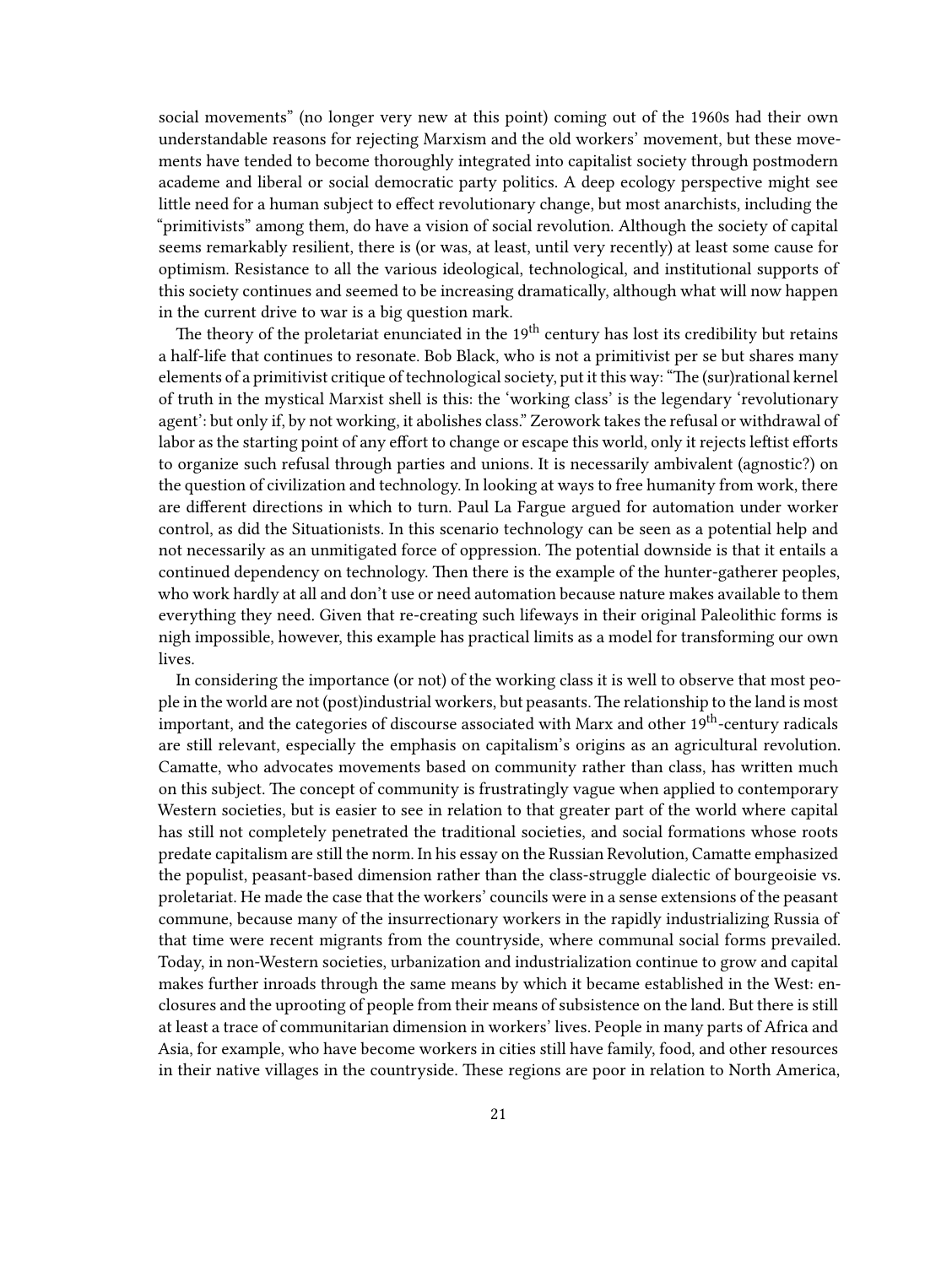social movements" (no longer very new at this point) coming out of the 1960s had their own understandable reasons for rejecting Marxism and the old workers' movement, but these movements have tended to become thoroughly integrated into capitalist society through postmodern academe and liberal or social democratic party politics. A deep ecology perspective might see little need for a human subject to effect revolutionary change, but most anarchists, including the "primitivists" among them, do have a vision of social revolution. Although the society of capital seems remarkably resilient, there is (or was, at least, until very recently) at least some cause for optimism. Resistance to all the various ideological, technological, and institutional supports of this society continues and seemed to be increasing dramatically, although what will now happen in the current drive to war is a big question mark.

The theory of the proletariat enunciated in the 19th century has lost its credibility but retains a half-life that continues to resonate. Bob Black, who is not a primitivist per se but shares many elements of a primitivist critique of technological society, put it this way: "The (sur)rational kernel of truth in the mystical Marxist shell is this: the 'working class' is the legendary 'revolutionary agent': but only if, by not working, it abolishes class." Zerowork takes the refusal or withdrawal of labor as the starting point of any effort to change or escape this world, only it rejects leftist efforts to organize such refusal through parties and unions. It is necessarily ambivalent (agnostic?) on the question of civilization and technology. In looking at ways to free humanity from work, there are different directions in which to turn. Paul La Fargue argued for automation under worker control, as did the Situationists. In this scenario technology can be seen as a potential help and not necessarily as an unmitigated force of oppression. The potential downside is that it entails a continued dependency on technology. Then there is the example of the hunter-gatherer peoples, who work hardly at all and don't use or need automation because nature makes available to them everything they need. Given that re-creating such lifeways in their original Paleolithic forms is nigh impossible, however, this example has practical limits as a model for transforming our own lives.

In considering the importance (or not) of the working class it is well to observe that most people in the world are not (post)industrial workers, but peasants. The relationship to the land is most important, and the categories of discourse associated with Marx and other 19th-century radicals are still relevant, especially the emphasis on capitalism's origins as an agricultural revolution. Camatte, who advocates movements based on community rather than class, has written much on this subject. The concept of community is frustratingly vague when applied to contemporary Western societies, but is easier to see in relation to that greater part of the world where capital has still not completely penetrated the traditional societies, and social formations whose roots predate capitalism are still the norm. In his essay on the Russian Revolution, Camatte emphasized the populist, peasant-based dimension rather than the class-struggle dialectic of bourgeoisie vs. proletariat. He made the case that the workers' councils were in a sense extensions of the peasant commune, because many of the insurrectionary workers in the rapidly industrializing Russia of that time were recent migrants from the countryside, where communal social forms prevailed. Today, in non-Western societies, urbanization and industrialization continue to grow and capital makes further inroads through the same means by which it became established in the West: enclosures and the uprooting of people from their means of subsistence on the land. But there is still at least a trace of communitarian dimension in workers' lives. People in many parts of Africa and Asia, for example, who have become workers in cities still have family, food, and other resources in their native villages in the countryside. These regions are poor in relation to North America,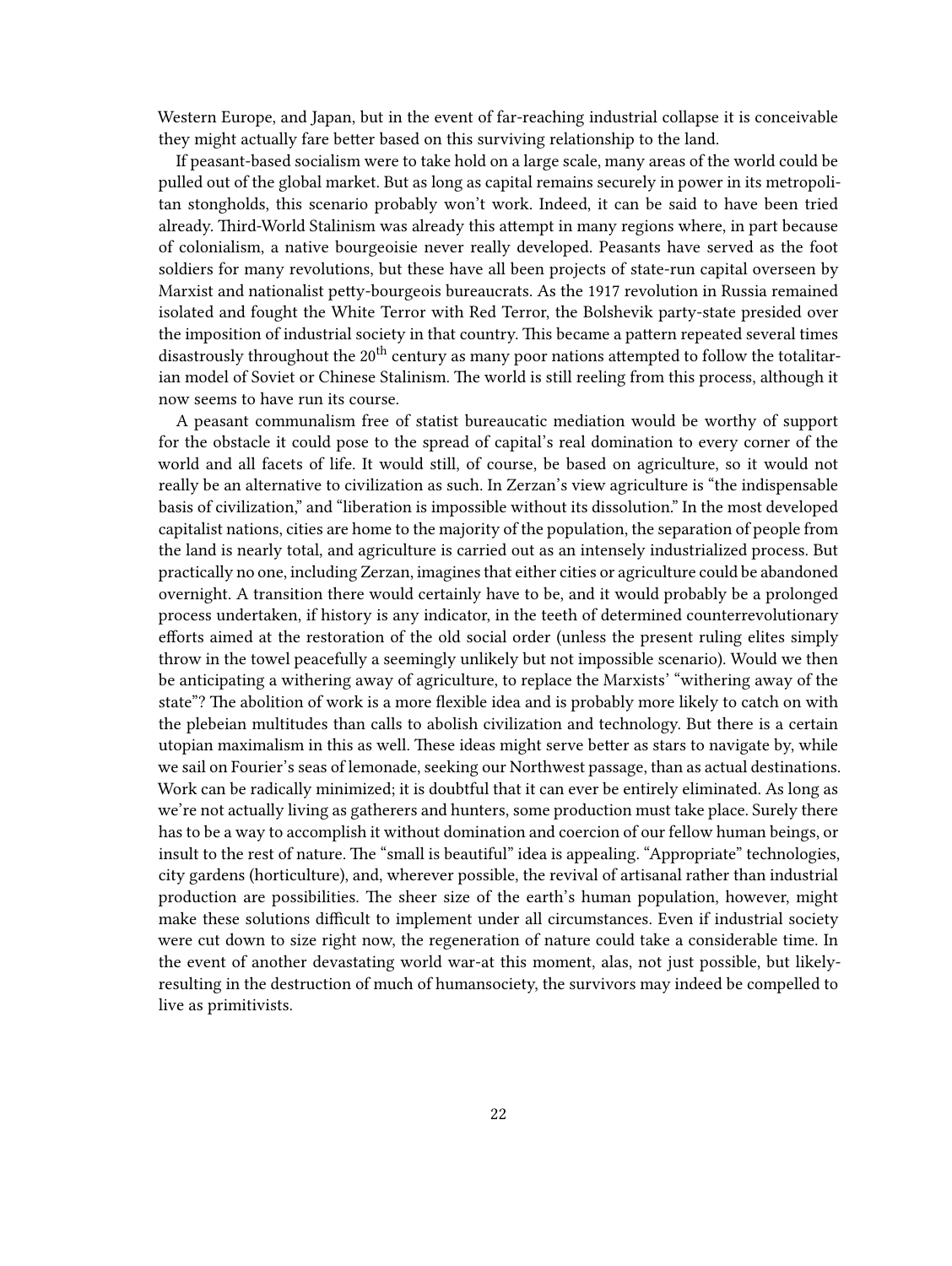Western Europe, and Japan, but in the event of far-reaching industrial collapse it is conceivable they might actually fare better based on this surviving relationship to the land.

If peasant-based socialism were to take hold on a large scale, many areas of the world could be pulled out of the global market. But as long as capital remains securely in power in its metropolitan stongholds, this scenario probably won't work. Indeed, it can be said to have been tried already. Third-World Stalinism was already this attempt in many regions where, in part because of colonialism, a native bourgeoisie never really developed. Peasants have served as the foot soldiers for many revolutions, but these have all been projects of state-run capital overseen by Marxist and nationalist petty-bourgeois bureaucrats. As the 1917 revolution in Russia remained isolated and fought the White Terror with Red Terror, the Bolshevik party-state presided over the imposition of industrial society in that country. This became a pattern repeated several times disastrously throughout the 20th century as many poor nations attempted to follow the totalitarian model of Soviet or Chinese Stalinism. The world is still reeling from this process, although it now seems to have run its course.

A peasant communalism free of statist bureaucatic mediation would be worthy of support for the obstacle it could pose to the spread of capital's real domination to every corner of the world and all facets of life. It would still, of course, be based on agriculture, so it would not really be an alternative to civilization as such. In Zerzan's view agriculture is "the indispensable basis of civilization," and "liberation is impossible without its dissolution." In the most developed capitalist nations, cities are home to the majority of the population, the separation of people from the land is nearly total, and agriculture is carried out as an intensely industrialized process. But practically no one, including Zerzan, imagines that either cities or agriculture could be abandoned overnight. A transition there would certainly have to be, and it would probably be a prolonged process undertaken, if history is any indicator, in the teeth of determined counterrevolutionary efforts aimed at the restoration of the old social order (unless the present ruling elites simply throw in the towel peacefully a seemingly unlikely but not impossible scenario). Would we then be anticipating a withering away of agriculture, to replace the Marxists' "withering away of the state"? The abolition of work is a more flexible idea and is probably more likely to catch on with the plebeian multitudes than calls to abolish civilization and technology. But there is a certain utopian maximalism in this as well. These ideas might serve better as stars to navigate by, while we sail on Fourier's seas of lemonade, seeking our Northwest passage, than as actual destinations. Work can be radically minimized; it is doubtful that it can ever be entirely eliminated. As long as we're not actually living as gatherers and hunters, some production must take place. Surely there has to be a way to accomplish it without domination and coercion of our fellow human beings, or insult to the rest of nature. The "small is beautiful" idea is appealing. "Appropriate" technologies, city gardens (horticulture), and, wherever possible, the revival of artisanal rather than industrial production are possibilities. The sheer size of the earth's human population, however, might make these solutions difficult to implement under all circumstances. Even if industrial society were cut down to size right now, the regeneration of nature could take a considerable time. In the event of another devastating world war-at this moment, alas, not just possible, but likely-resulting in the destruction of much of humansociety, the survivors may indeed be compelled to live as primitivists.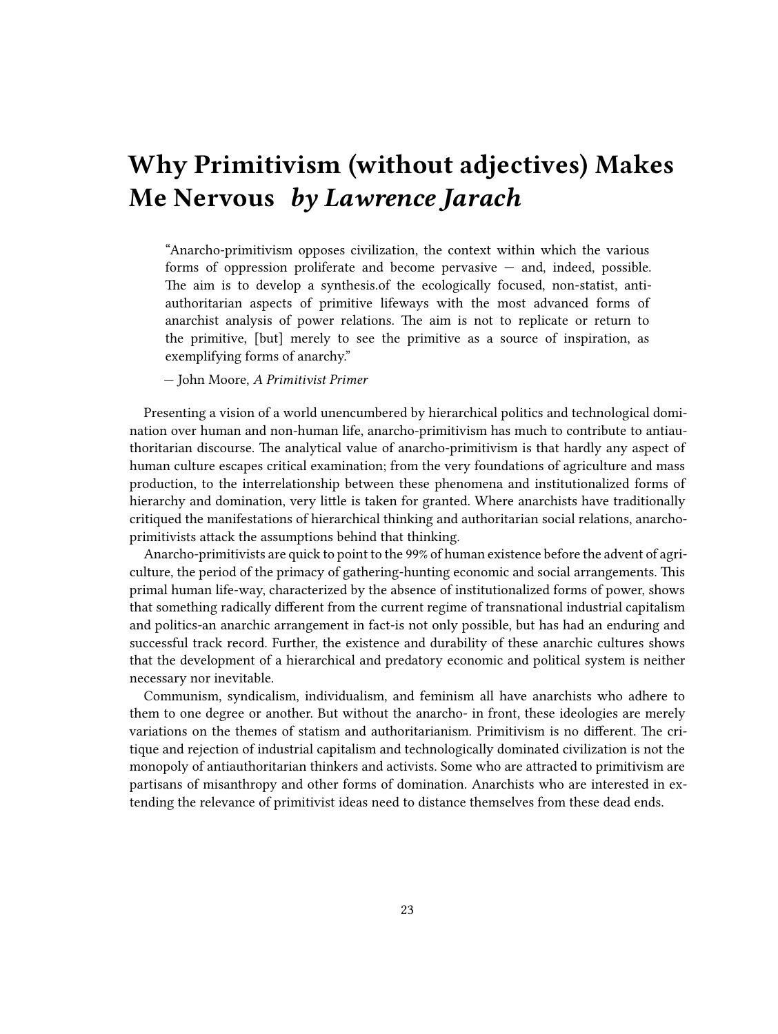# Why Primitivism (without adjectives) Makes Me Nervous *by Lawrence Jarach*

> "Anarcho-primitivism opposes civilization, the context within which the various forms of oppression proliferate and become pervasive — and, indeed, possible. The aim is to develop a synthesis.of the ecologically focused, non-statist, anti-authoritarian aspects of primitive lifeways with the most advanced forms of anarchist analysis of power relations. The aim is not to replicate or return to the primitive, [but] merely to see the primitive as a source of inspiration, as exemplifying forms of anarchy."
>
> — John Moore, *A Primitivist Primer*

Presenting a vision of a world unencumbered by hierarchical politics and technological domination over human and non-human life, anarcho-primitivism has much to contribute to antiauthoritarian discourse. The analytical value of anarcho-primitivism is that hardly any aspect of human culture escapes critical examination; from the very foundations of agriculture and mass production, to the interrelationship between these phenomena and institutionalized forms of hierarchy and domination, very little is taken for granted. Where anarchists have traditionally critiqued the manifestations of hierarchical thinking and authoritarian social relations, anarcho-primitivists attack the assumptions behind that thinking.

Anarcho-primitivists are quick to point to the 99% of human existence before the advent of agriculture, the period of the primacy of gathering-hunting economic and social arrangements. This primal human life-way, characterized by the absence of institutionalized forms of power, shows that something radically different from the current regime of transnational industrial capitalism and politics-an anarchic arrangement in fact-is not only possible, but has had an enduring and successful track record. Further, the existence and durability of these anarchic cultures shows that the development of a hierarchical and predatory economic and political system is neither necessary nor inevitable.

Communism, syndicalism, individualism, and feminism all have anarchists who adhere to them to one degree or another. But without the anarcho- in front, these ideologies are merely variations on the themes of statism and authoritarianism. Primitivism is no different. The critique and rejection of industrial capitalism and technologically dominated civilization is not the monopoly of antiauthoritarian thinkers and activists. Some who are attracted to primitivism are partisans of misanthropy and other forms of domination. Anarchists who are interested in extending the relevance of primitivist ideas need to distance themselves from these dead ends.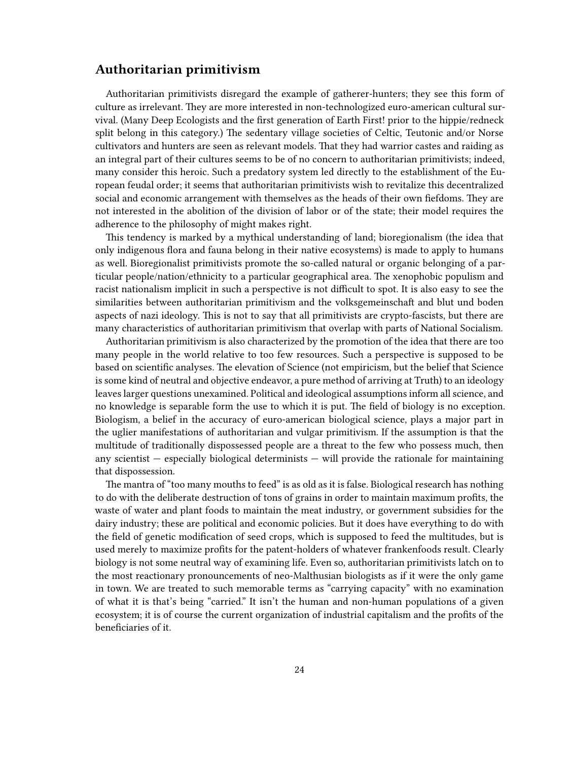## Authoritarian primitivism

Authoritarian primitivists disregard the example of gatherer-hunters; they see this form of culture as irrelevant. They are more interested in non-technologized euro-american cultural survival. (Many Deep Ecologists and the first generation of Earth First! prior to the hippie/redneck split belong in this category.) The sedentary village societies of Celtic, Teutonic and/or Norse cultivators and hunters are seen as relevant models. That they had warrior castes and raiding as an integral part of their cultures seems to be of no concern to authoritarian primitivists; indeed, many consider this heroic. Such a predatory system led directly to the establishment of the European feudal order; it seems that authoritarian primitivists wish to revitalize this decentralized social and economic arrangement with themselves as the heads of their own fiefdoms. They are not interested in the abolition of the division of labor or of the state; their model requires the adherence to the philosophy of might makes right.

This tendency is marked by a mythical understanding of land; bioregionalism (the idea that only indigenous flora and fauna belong in their native ecosystems) is made to apply to humans as well. Bioregionalist primitivists promote the so-called natural or organic belonging of a particular people/nation/ethnicity to a particular geographical area. The xenophobic populism and racist nationalism implicit in such a perspective is not difficult to spot. It is also easy to see the similarities between authoritarian primitivism and the volksgemeinschaft and blut und boden aspects of nazi ideology. This is not to say that all primitivists are crypto-fascists, but there are many characteristics of authoritarian primitivism that overlap with parts of National Socialism.

Authoritarian primitivism is also characterized by the promotion of the idea that there are too many people in the world relative to too few resources. Such a perspective is supposed to be based on scientific analyses. The elevation of Science (not empiricism, but the belief that Science is some kind of neutral and objective endeavor, a pure method of arriving at Truth) to an ideology leaves larger questions unexamined. Political and ideological assumptions inform all science, and no knowledge is separable form the use to which it is put. The field of biology is no exception. Biologism, a belief in the accuracy of euro-american biological science, plays a major part in the uglier manifestations of authoritarian and vulgar primitivism. If the assumption is that the multitude of traditionally dispossessed people are a threat to the few who possess much, then any scientist — especially biological determinists — will provide the rationale for maintaining that dispossession.

The mantra of "too many mouths to feed" is as old as it is false. Biological research has nothing to do with the deliberate destruction of tons of grains in order to maintain maximum profits, the waste of water and plant foods to maintain the meat industry, or government subsidies for the dairy industry; these are political and economic policies. But it does have everything to do with the field of genetic modification of seed crops, which is supposed to feed the multitudes, but is used merely to maximize profits for the patent-holders of whatever frankenfoods result. Clearly biology is not some neutral way of examining life. Even so, authoritarian primitivists latch on to the most reactionary pronouncements of neo-Malthusian biologists as if it were the only game in town. We are treated to such memorable terms as "carrying capacity" with no examination of what it is that's being "carried." It isn't the human and non-human populations of a given ecosystem; it is of course the current organization of industrial capitalism and the profits of the beneficiaries of it.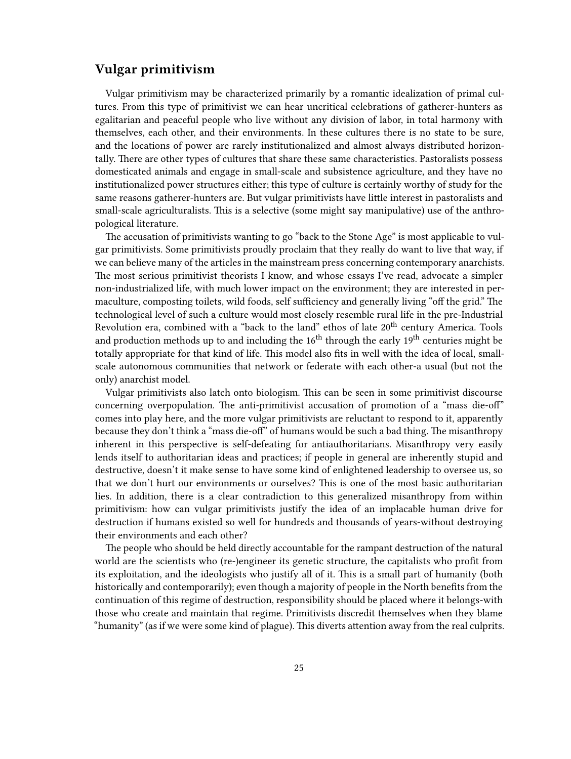## Vulgar primitivism

Vulgar primitivism may be characterized primarily by a romantic idealization of primal cultures. From this type of primitivist we can hear uncritical celebrations of gatherer-hunters as egalitarian and peaceful people who live without any division of labor, in total harmony with themselves, each other, and their environments. In these cultures there is no state to be sure, and the locations of power are rarely institutionalized and almost always distributed horizontally. There are other types of cultures that share these same characteristics. Pastoralists possess domesticated animals and engage in small-scale and subsistence agriculture, and they have no institutionalized power structures either; this type of culture is certainly worthy of study for the same reasons gatherer-hunters are. But vulgar primitivists have little interest in pastoralists and small-scale agriculturalists. This is a selective (some might say manipulative) use of the anthropological literature.

The accusation of primitivists wanting to go "back to the Stone Age" is most applicable to vulgar primitivists. Some primitivists proudly proclaim that they really do want to live that way, if we can believe many of the articles in the mainstream press concerning contemporary anarchists. The most serious primitivist theorists I know, and whose essays I've read, advocate a simpler non-industrialized life, with much lower impact on the environment; they are interested in permaculture, composting toilets, wild foods, self sufficiency and generally living "off the grid." The technological level of such a culture would most closely resemble rural life in the pre-Industrial Revolution era, combined with a "back to the land" ethos of late 20th century America. Tools and production methods up to and including the 16th through the early 19th centuries might be totally appropriate for that kind of life. This model also fits in well with the idea of local, small-scale autonomous communities that network or federate with each other-a usual (but not the only) anarchist model.

Vulgar primitivists also latch onto biologism. This can be seen in some primitivist discourse concerning overpopulation. The anti-primitivist accusation of promotion of a "mass die-off" comes into play here, and the more vulgar primitivists are reluctant to respond to it, apparently because they don't think a "mass die-off" of humans would be such a bad thing. The misanthropy inherent in this perspective is self-defeating for antiauthoritarians. Misanthropy very easily lends itself to authoritarian ideas and practices; if people in general are inherently stupid and destructive, doesn't it make sense to have some kind of enlightened leadership to oversee us, so that we don't hurt our environments or ourselves? This is one of the most basic authoritarian lies. In addition, there is a clear contradiction to this generalized misanthropy from within primitivism: how can vulgar primitivists justify the idea of an implacable human drive for destruction if humans existed so well for hundreds and thousands of years-without destroying their environments and each other?

The people who should be held directly accountable for the rampant destruction of the natural world are the scientists who (re-)engineer its genetic structure, the capitalists who profit from its exploitation, and the ideologists who justify all of it. This is a small part of humanity (both historically and contemporarily); even though a majority of people in the North benefits from the continuation of this regime of destruction, responsibility should be placed where it belongs-with those who create and maintain that regime. Primitivists discredit themselves when they blame "humanity" (as if we were some kind of plague). This diverts attention away from the real culprits.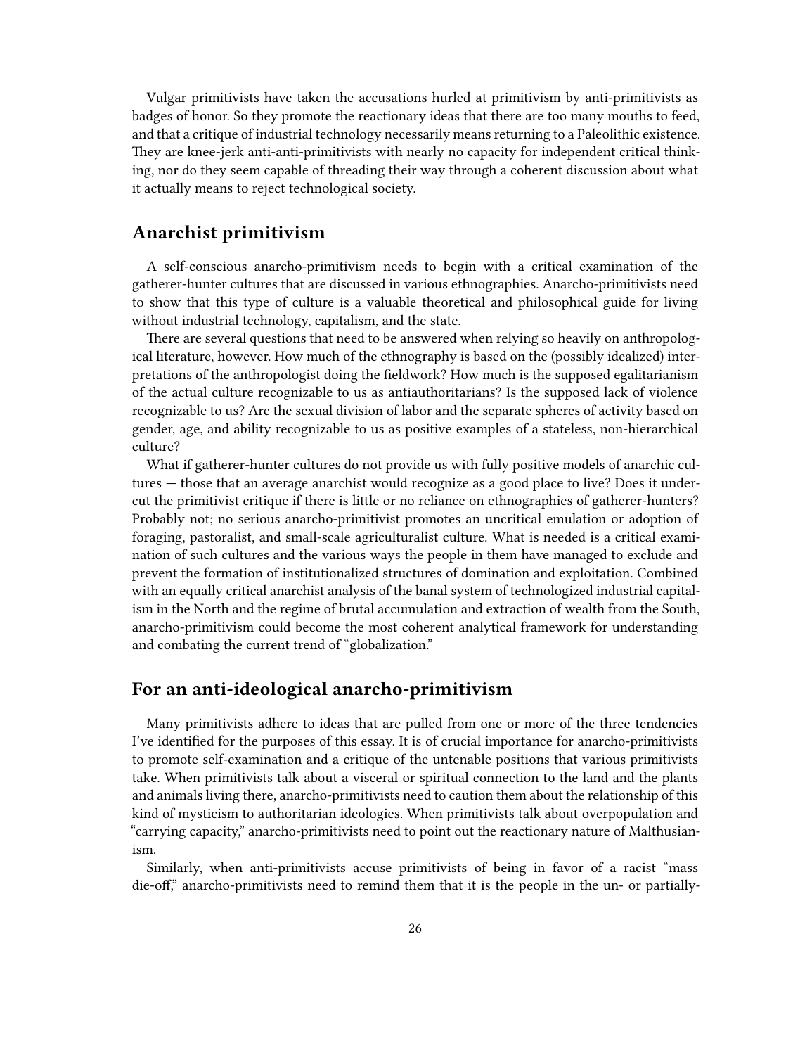Vulgar primitivists have taken the accusations hurled at primitivism by anti-primitivists as badges of honor. So they promote the reactionary ideas that there are too many mouths to feed, and that a critique of industrial technology necessarily means returning to a Paleolithic existence. They are knee-jerk anti-anti-primitivists with nearly no capacity for independent critical thinking, nor do they seem capable of threading their way through a coherent discussion about what it actually means to reject technological society.

## Anarchist primitivism

A self-conscious anarcho-primitivism needs to begin with a critical examination of the gatherer-hunter cultures that are discussed in various ethnographies. Anarcho-primitivists need to show that this type of culture is a valuable theoretical and philosophical guide for living without industrial technology, capitalism, and the state.

There are several questions that need to be answered when relying so heavily on anthropological literature, however. How much of the ethnography is based on the (possibly idealized) interpretations of the anthropologist doing the fieldwork? How much is the supposed egalitarianism of the actual culture recognizable to us as antiauthoritarians? Is the supposed lack of violence recognizable to us? Are the sexual division of labor and the separate spheres of activity based on gender, age, and ability recognizable to us as positive examples of a stateless, non-hierarchical culture?

What if gatherer-hunter cultures do not provide us with fully positive models of anarchic cultures — those that an average anarchist would recognize as a good place to live? Does it undercut the primitivist critique if there is little or no reliance on ethnographies of gatherer-hunters? Probably not; no serious anarcho-primitivist promotes an uncritical emulation or adoption of foraging, pastoralist, and small-scale agriculturalist culture. What is needed is a critical examination of such cultures and the various ways the people in them have managed to exclude and prevent the formation of institutionalized structures of domination and exploitation. Combined with an equally critical anarchist analysis of the banal system of technologized industrial capitalism in the North and the regime of brutal accumulation and extraction of wealth from the South, anarcho-primitivism could become the most coherent analytical framework for understanding and combating the current trend of "globalization."

## For an anti-ideological anarcho-primitivism

Many primitivists adhere to ideas that are pulled from one or more of the three tendencies I've identified for the purposes of this essay. It is of crucial importance for anarcho-primitivists to promote self-examination and a critique of the untenable positions that various primitivists take. When primitivists talk about a visceral or spiritual connection to the land and the plants and animals living there, anarcho-primitivists need to caution them about the relationship of this kind of mysticism to authoritarian ideologies. When primitivists talk about overpopulation and "carrying capacity," anarcho-primitivists need to point out the reactionary nature of Malthusianism.

Similarly, when anti-primitivists accuse primitivists of being in favor of a racist "mass die-off," anarcho-primitivists need to remind them that it is the people in the un- or partially-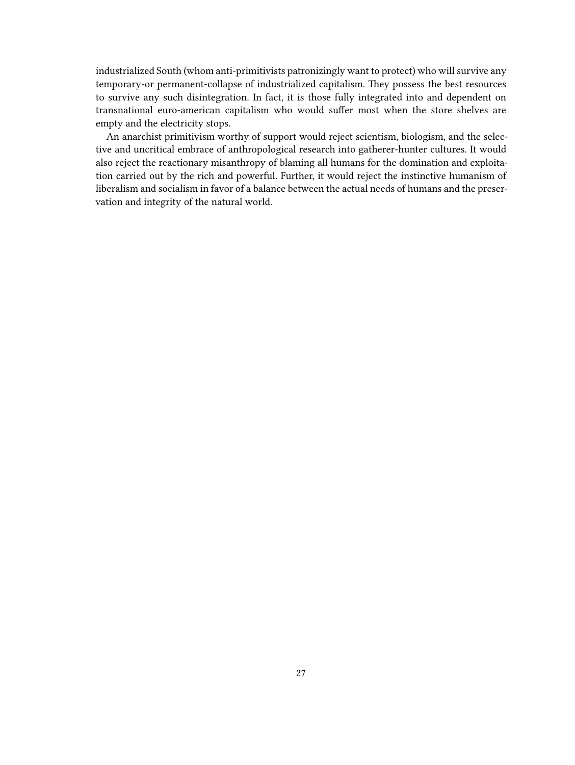industrialized South (whom anti-primitivists patronizingly want to protect) who will survive any temporary-or permanent-collapse of industrialized capitalism. They possess the best resources to survive any such disintegration. In fact, it is those fully integrated into and dependent on transnational euro-american capitalism who would suffer most when the store shelves are empty and the electricity stops.

An anarchist primitivism worthy of support would reject scientism, biologism, and the selective and uncritical embrace of anthropological research into gatherer-hunter cultures. It would also reject the reactionary misanthropy of blaming all humans for the domination and exploitation carried out by the rich and powerful. Further, it would reject the instinctive humanism of liberalism and socialism in favor of a balance between the actual needs of humans and the preservation and integrity of the natural world.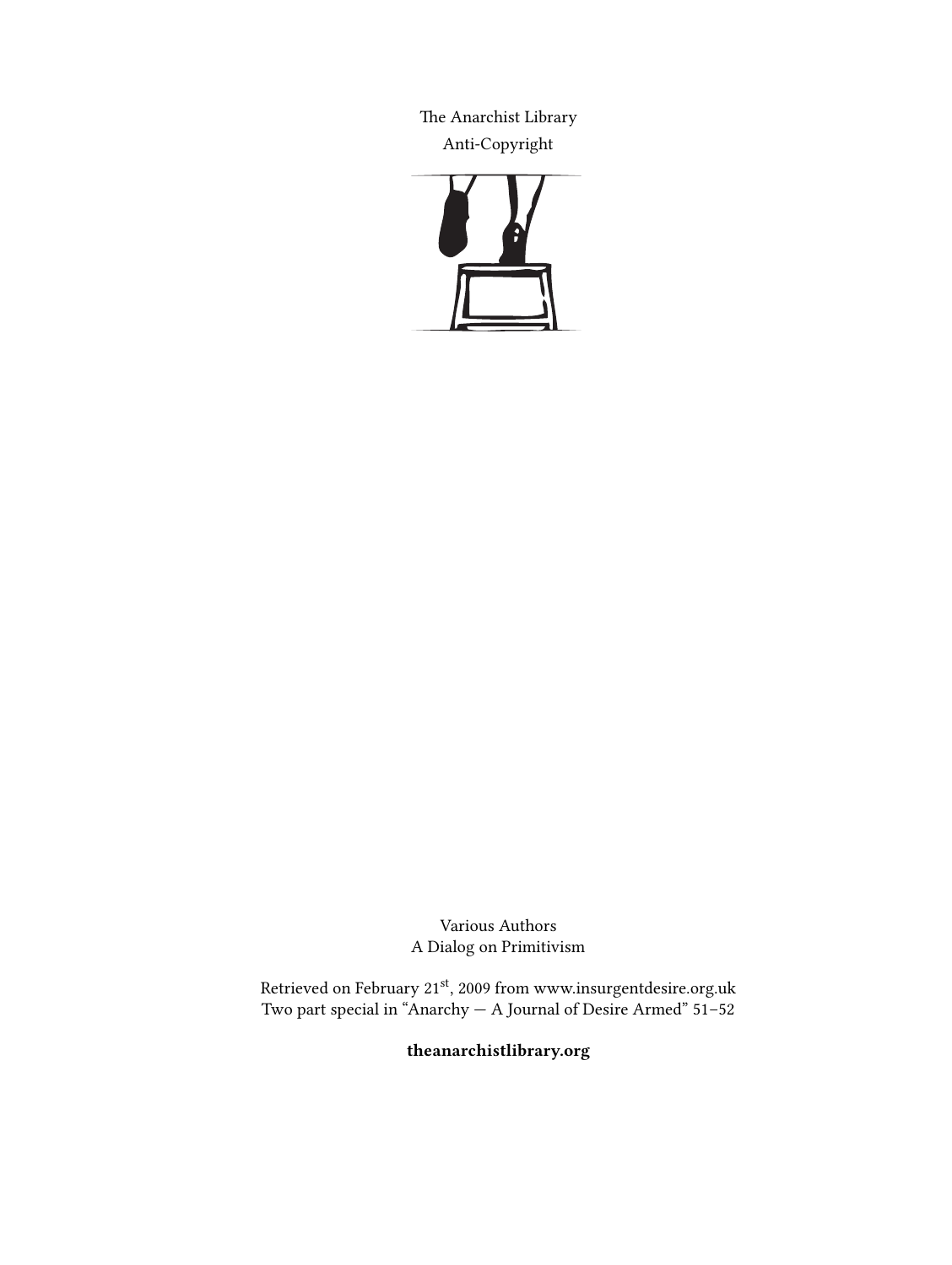The Anarchist Library
Anti-Copyright

Various Authors
A Dialog on Primitivism

Retrieved on February 21st, 2009 from www.insurgentdesire.org.uk
Two part special in "Anarchy — A Journal of Desire Armed" 51–52

**theanarchistlibrary.org**